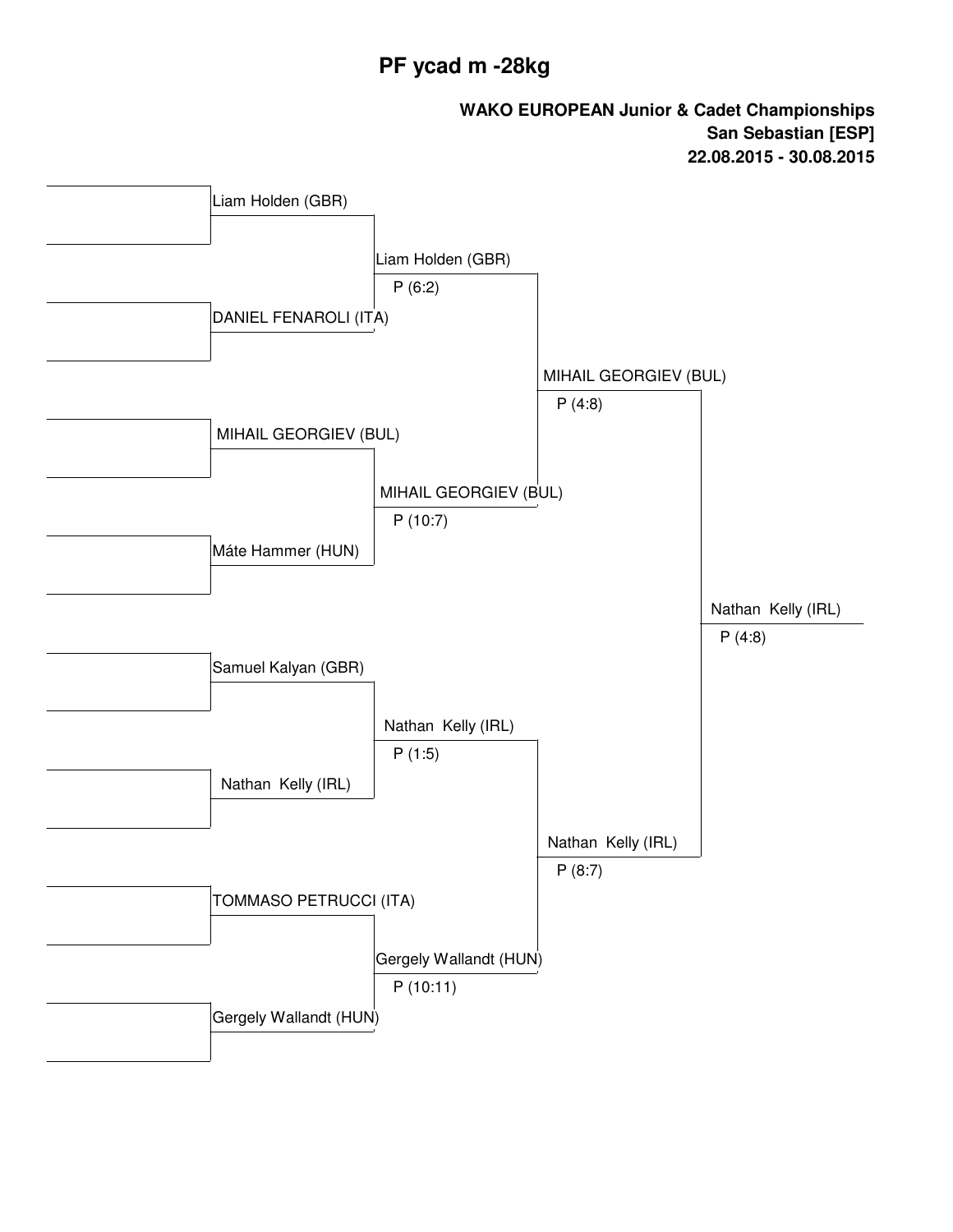# PF ycad m -28kg

**WAKO EUROPEAN Junior & Cadet Championships**
**San Sebastian [ESP]**
**22.08.2015 - 30.08.2015**

| Round 1 | Quarterfinal | Semifinal | Final |
|---|---|---|---|
| Liam Holden (GBR) | Liam Holden (GBR) P (6:2) | MIHAIL GEORGIEV (BUL) P (4:8) | Nathan Kelly (IRL) P (4:8) |
| DANIEL FENAROLI (ITA) | | | |
| MIHAIL GEORGIEV (BUL) | MIHAIL GEORGIEV (BUL) P (10:7) | | |
| Máte Hammer (HUN) | | | |
| Samuel Kalyan (GBR) | Nathan Kelly (IRL) P (1:5) | Nathan Kelly (IRL) P (8:7) | |
| Nathan Kelly (IRL) | | | |
| TOMMASO PETRUCCI (ITA) | Gergely Wallandt (HUN) P (10:11) | | |
| Gergely Wallandt (HUN) | | | |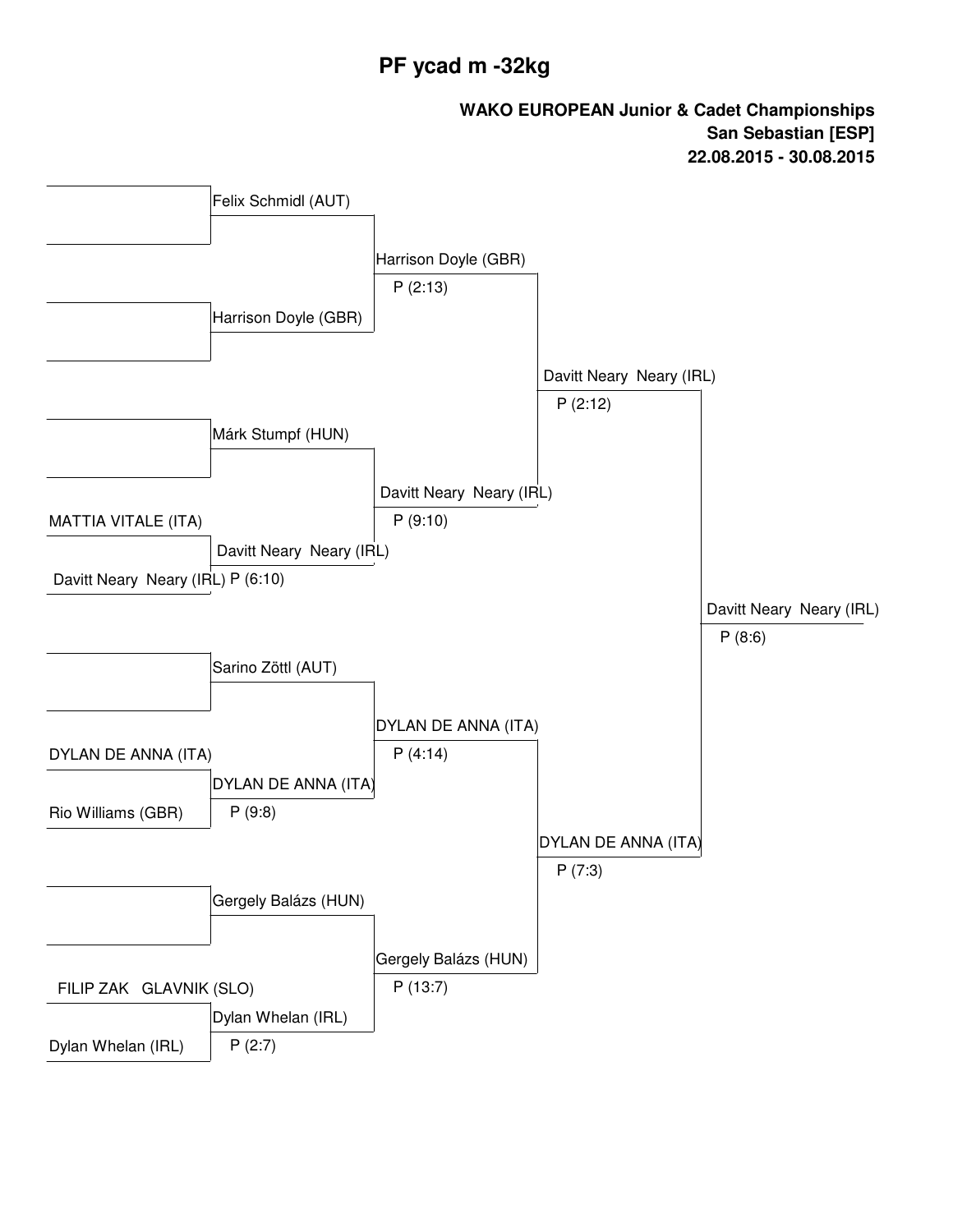# PF ycad m -32kg

**WAKO EUROPEAN Junior & Cadet Championships**
**San Sebastian [ESP]**
**22.08.2015 - 30.08.2015**

| Round 1 | Round 2 | Quarterfinal | Semifinal | Final |
|---|---|---|---|---|
| | Felix Schmidl (AUT) | Harrison Doyle (GBR) P (2:13) | Davitt Neary Neary (IRL) P (2:12) | Davitt Neary Neary (IRL) P (8:6) |
| | Harrison Doyle (GBR) | | | |
| | Márk Stumpf (HUN) | Davitt Neary Neary (IRL) P (9:10) | | |
| MATTIA VITALE (ITA) / Davitt Neary Neary (IRL) | Davitt Neary Neary (IRL) P (6:10) | | | |
| | Sarino Zöttl (AUT) | DYLAN DE ANNA (ITA) P (4:14) | DYLAN DE ANNA (ITA) P (7:3) | |
| DYLAN DE ANNA (ITA) / Rio Williams (GBR) | DYLAN DE ANNA (ITA) P (9:8) | | | |
| | Gergely Balázs (HUN) | Gergely Balázs (HUN) P (13:7) | | |
| FILIP ZAK GLAVNIK (SLO) / Dylan Whelan (IRL) | Dylan Whelan (IRL) P (2:7) | | | |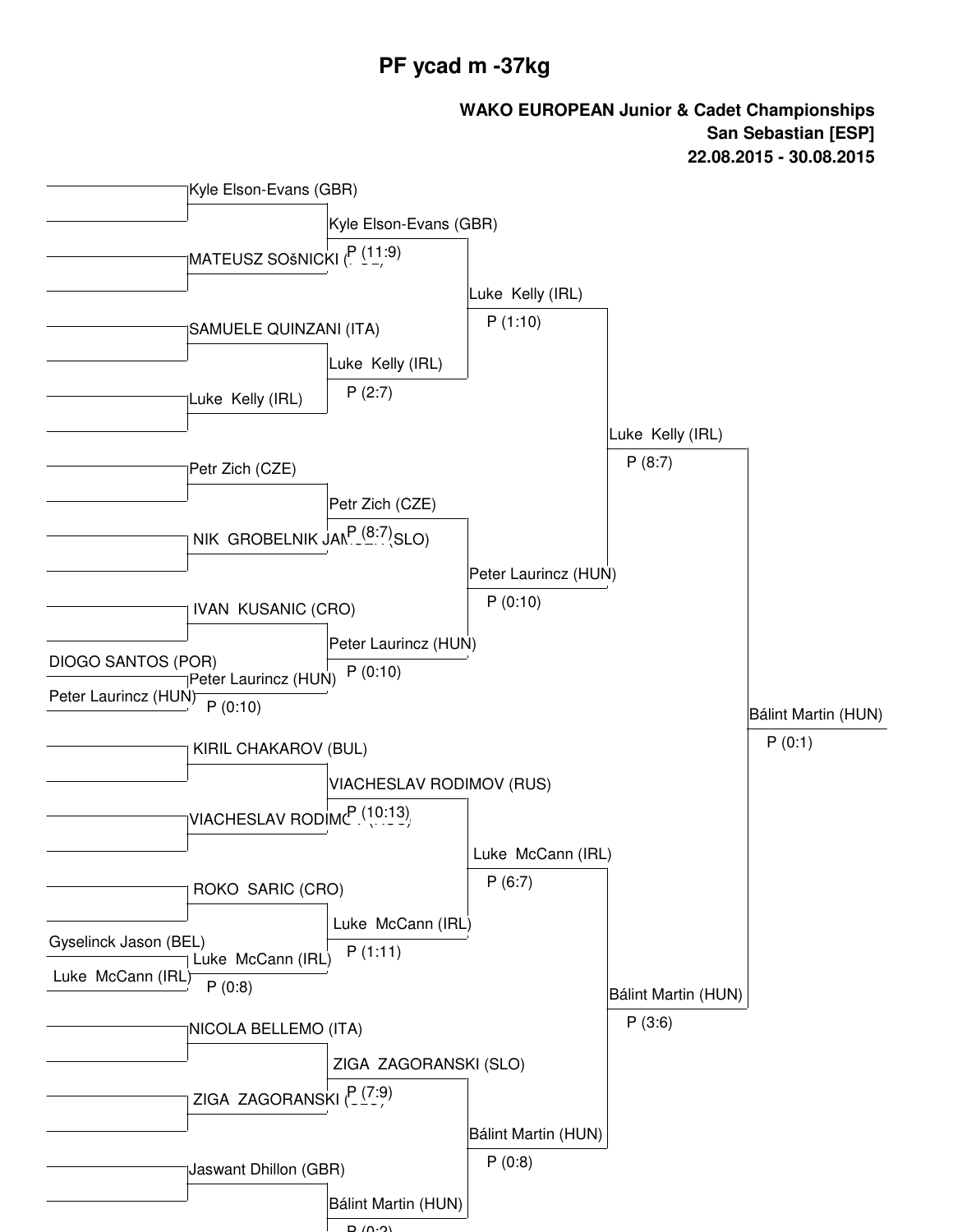# PF ycad m -37kg

**WAKO EUROPEAN Junior & Cadet Championships**
**San Sebastian [ESP]**
**22.08.2015 - 30.08.2015**

| Round 1 | Round 2 | Round 3 | Quarterfinal | Semifinal | Final |
|---|---|---|---|---|---|
| | Kyle Elson-Evans (GBR) | Kyle Elson-Evans (GBR) P (11:9) | Luke Kelly (IRL) P (1:10) | Luke Kelly (IRL) P (8:7) | Bálint Martin (HUN) P (0:1) |
| | MATEUSZ SOšNICKI | | | | |
| | SAMUELE QUINZANI (ITA) | Luke Kelly (IRL) P (2:7) | | | |
| | Luke Kelly (IRL) | | | | |
| | Petr Zich (CZE) | Petr Zich (CZE) P (8:7) | Peter Laurincz (HUN) P (0:10) | | |
| | NIK GROBELNIK JA... (SLO) | | | | |
| | IVAN KUSANIC (CRO) | Peter Laurincz (HUN) P (0:10) | | | |
| DIOGO SANTOS (POR) | Peter Laurincz (HUN) P (0:10) | | | | |
| Peter Laurincz (HUN) | | | | | |
| | KIRIL CHAKAROV (BUL) | VIACHESLAV RODIMOV (RUS) P (10:13) | Luke McCann (IRL) P (6:7) | Bálint Martin (HUN) P (3:6) | |
| | VIACHESLAV RODIMO... | | | | |
| | ROKO SARIC (CRO) | Luke McCann (IRL) P (1:11) | | | |
| Gyselinck Jason (BEL) | Luke McCann (IRL) P (0:8) | | | | |
| Luke McCann (IRL) | | | | | |
| | NICOLA BELLEMO (ITA) | ZIGA ZAGORANSKI (SLO) P (7:9) | Bálint Martin (HUN) P (0:8) | | |
| | ZIGA ZAGORANSKI | | | | |
| | Jaswant Dhillon (GBR) | Bálint Martin (HUN) P (0:2) | | | |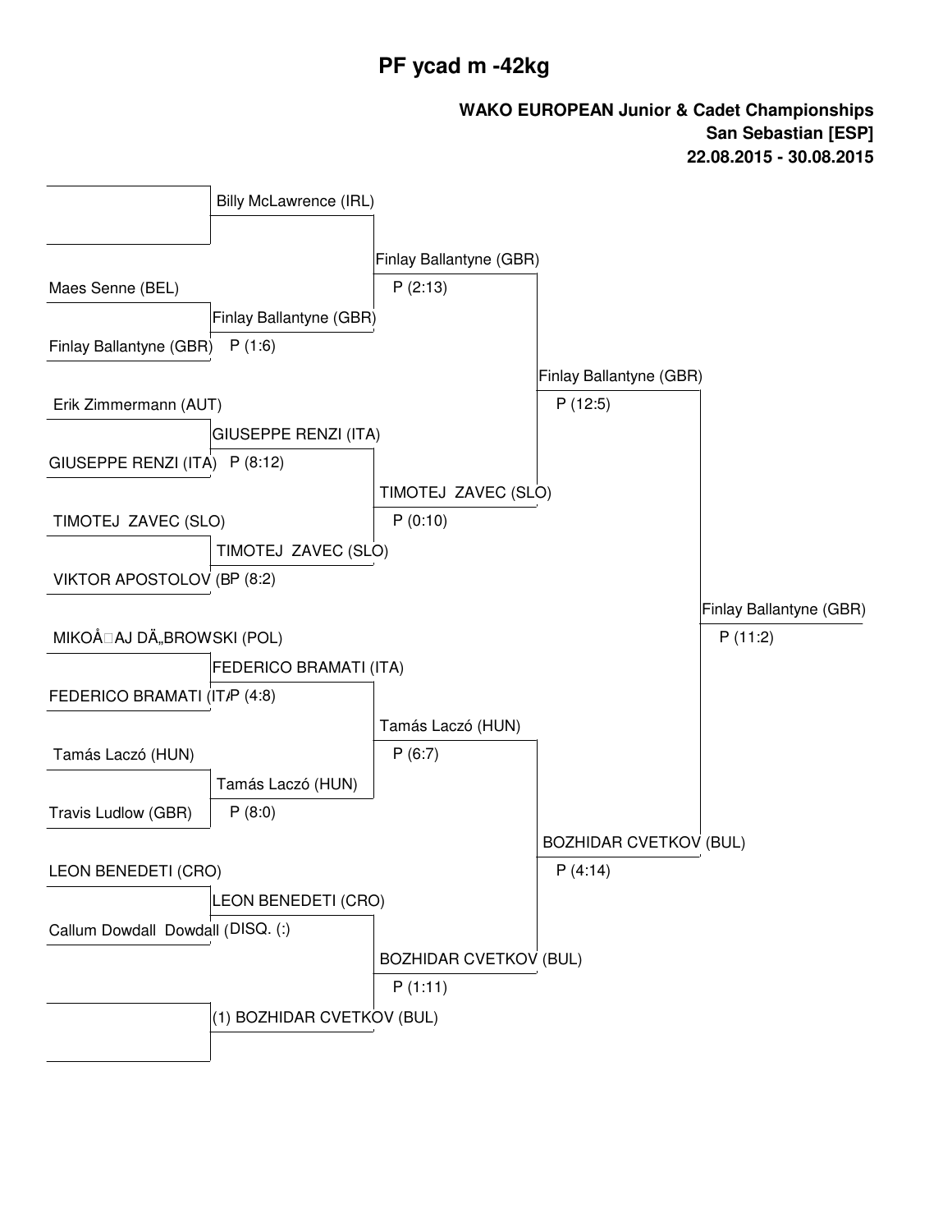# PF ycad m -42kg

**WAKO EUROPEAN Junior & Cadet Championships**
**San Sebastian [ESP]**
**22.08.2015 - 30.08.2015**

### Round 1

| Competitor 1 | Competitor 2 | Winner | Result |
|---|---|---|---|
| | | Billy McLawrence (IRL) | |
| Maes Senne (BEL) | Finlay Ballantyne (GBR) | Finlay Ballantyne (GBR) | P (1:6) |
| Erik Zimmermann (AUT) | GIUSEPPE RENZI (ITA) | GIUSEPPE RENZI (ITA) | P (8:12) |
| TIMOTEJ ZAVEC (SLO) | VIKTOR APOSTOLOV (B | TIMOTEJ ZAVEC (SLO) | P (8:2) |
| MIKOÅAJ DÄ„BROWSKI (POL) | FEDERICO BRAMATI (IT | FEDERICO BRAMATI (ITA) | P (4:8) |
| Tamás Laczó (HUN) | Travis Ludlow (GBR) | Tamás Laczó (HUN) | P (8:0) |
| LEON BENEDETI (CRO) | Callum Dowdall Dowdall ( | LEON BENEDETI (CRO) | DISQ. (:) |
| | | (1) BOZHIDAR CVETKOV (BUL) | |

### Round 2

| Winner | Result |
|---|---|
| Finlay Ballantyne (GBR) | P (2:13) |
| TIMOTEJ ZAVEC (SLO) | P (0:10) |
| Tamás Laczó (HUN) | P (6:7) |
| BOZHIDAR CVETKOV (BUL) | P (1:11) |

### Semi-finals

| Winner | Result |
|---|---|
| Finlay Ballantyne (GBR) | P (12:5) |
| BOZHIDAR CVETKOV (BUL) | P (4:14) |

### Final

| Winner | Result |
|---|---|
| Finlay Ballantyne (GBR) | P (11:2) |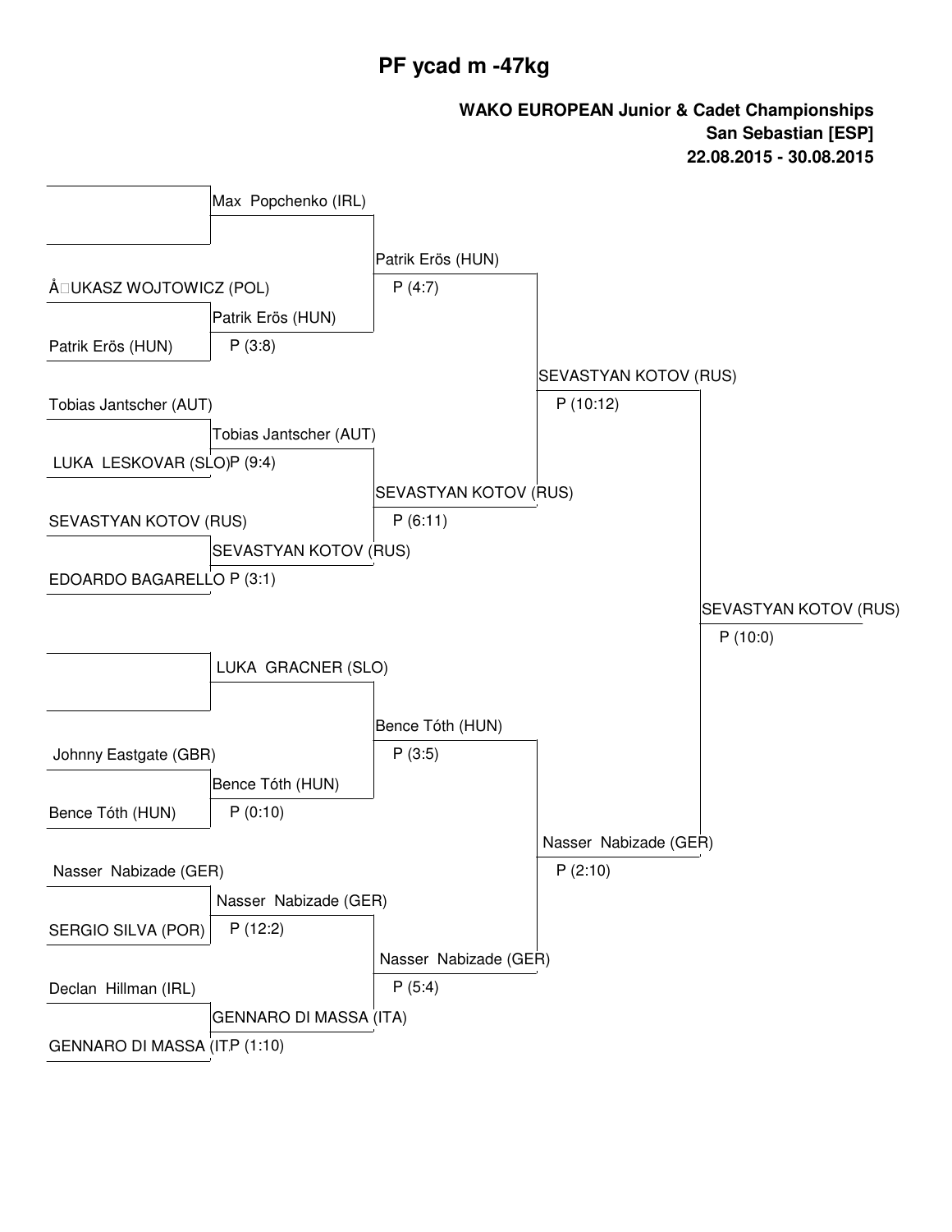# PF ycad m -47kg

**WAKO EUROPEAN Junior & Cadet Championships**
**San Sebastian [ESP]**
**22.08.2015 - 30.08.2015**

### Round 1

| Fighter 1 | Fighter 2 | Winner | Score |
| --- | --- | --- | --- |
| | | Max Popchenko (IRL) | |
| Å□UKASZ WOJTOWICZ (POL) | Patrik Erös (HUN) | Patrik Erös (HUN) | P (3:8) |
| Tobias Jantscher (AUT) | LUKA LESKOVAR (SLO) | Tobias Jantscher (AUT) | P (9:4) |
| SEVASTYAN KOTOV (RUS) | EDOARDO BAGARELLO | SEVASTYAN KOTOV (RUS) | P (3:1) |
| | | LUKA GRACNER (SLO) | |
| Johnny Eastgate (GBR) | Bence Tóth (HUN) | Bence Tóth (HUN) | P (0:10) |
| Nasser Nabizade (GER) | SERGIO SILVA (POR) | Nasser Nabizade (GER) | P (12:2) |
| Declan Hillman (IRL) | GENNARO DI MASSA (IT | GENNARO DI MASSA (ITA) | P (1:10) |

### Round 2

| Winner | Score |
| --- | --- |
| Patrik Erös (HUN) | P (4:7) |
| SEVASTYAN KOTOV (RUS) | P (6:11) |
| Bence Tóth (HUN) | P (3:5) |
| Nasser Nabizade (GER) | P (5:4) |

### Semi-finals

| Winner | Score |
| --- | --- |
| SEVASTYAN KOTOV (RUS) | P (10:12) |
| Nasser Nabizade (GER) | P (2:10) |

### Final

| Winner | Score |
| --- | --- |
| SEVASTYAN KOTOV (RUS) | P (10:0) |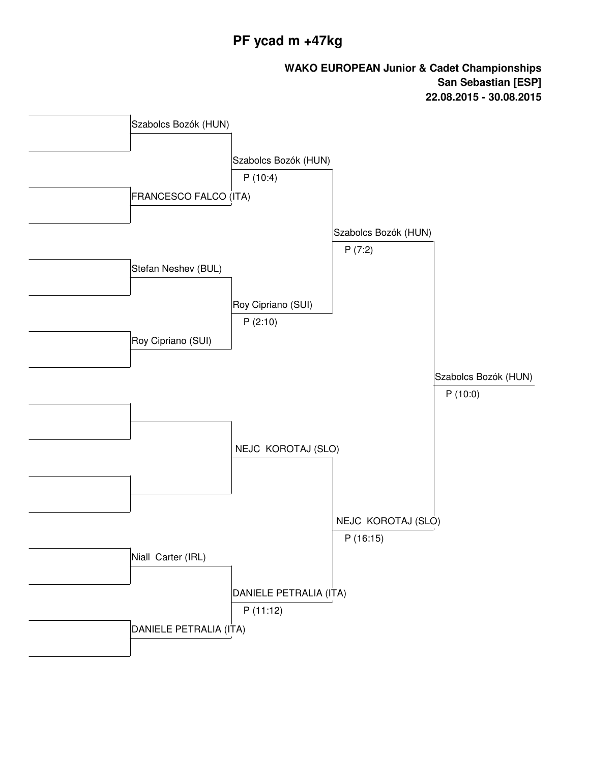# PF ycad m +47kg

**WAKO EUROPEAN Junior & Cadet Championships**
**San Sebastian [ESP]**
**22.08.2015 - 30.08.2015**

| Round 1 | Quarterfinal | Semifinal | Final | Winner |
|---|---|---|---|---|
| | Szabolcs Bozók (HUN) | | | |
| | FRANCESCO FALCO (ITA) | | | |
| | | Szabolcs Bozók (HUN) P (10:4) | | |
| | Stefan Neshev (BUL) | | | |
| | Roy Cipriano (SUI) | | | |
| | | Roy Cipriano (SUI) P (2:10) | | |
| | | | Szabolcs Bozók (HUN) P (7:2) | |
| | | NEJC KOROTAJ (SLO) | | |
| | Niall Carter (IRL) | | | |
| | DANIELE PETRALIA (ITA) | | | |
| | | DANIELE PETRALIA (ITA) P (11:12) | | |
| | | | NEJC KOROTAJ (SLO) P (16:15) | |
| | | | | Szabolcs Bozók (HUN) P (10:0) |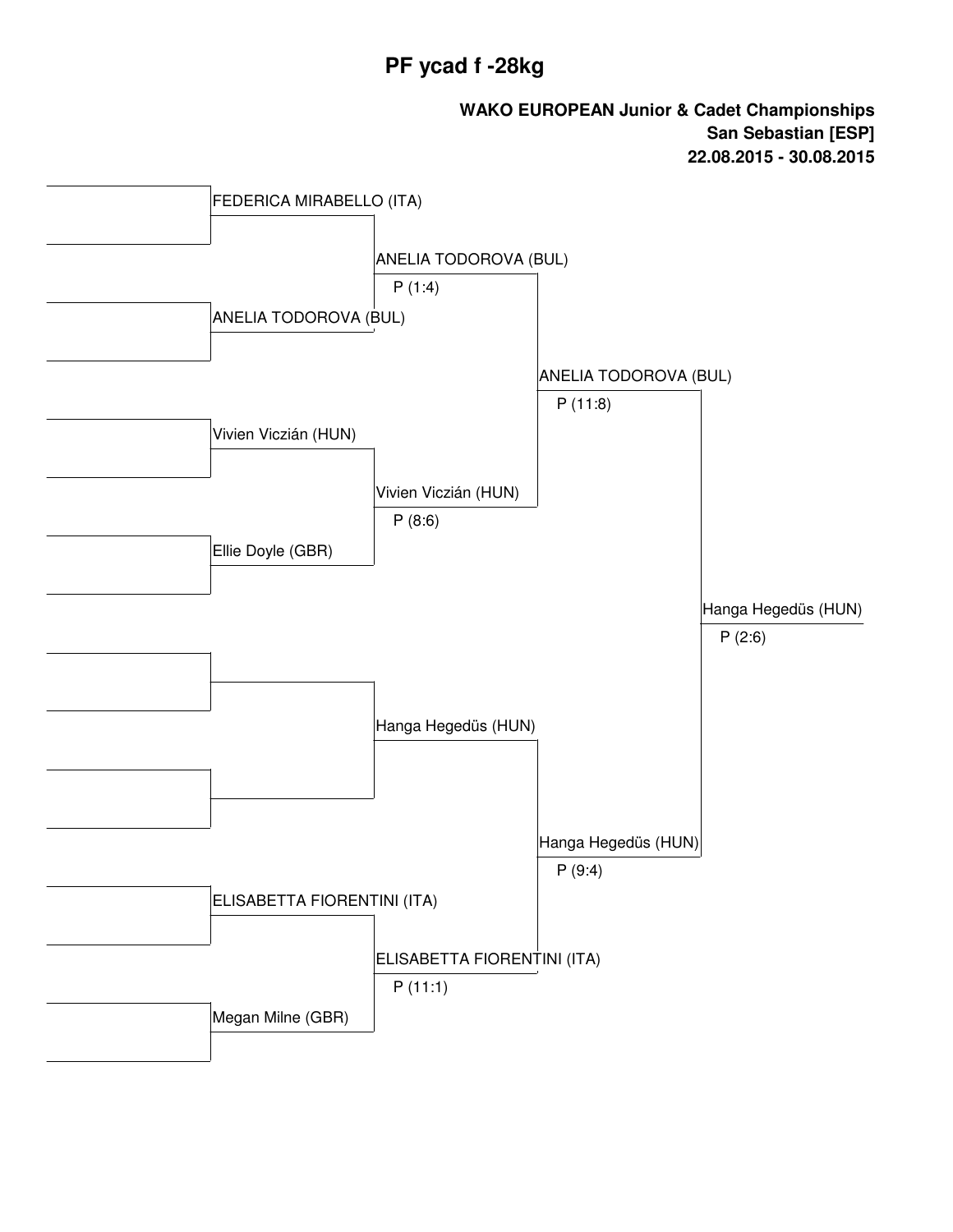# PF ycad f -28kg

**WAKO EUROPEAN Junior & Cadet Championships**
**San Sebastian [ESP]**
**22.08.2015 - 30.08.2015**

| Round 1 | Quarterfinal | Semifinal | Final | Winner |
|---|---|---|---|---|
| FEDERICA MIRABELLO (ITA) | ANELIA TODOROVA (BUL) P (1:4) | ANELIA TODOROVA (BUL) P (11:8) | Hanga Hegedüs (HUN) P (2:6) | Hanga Hegedüs (HUN) |
| ANELIA TODOROVA (BUL) | | | | |
| Vivien Viczián (HUN) | Vivien Viczián (HUN) P (8:6) | | | |
| Ellie Doyle (GBR) | | | | |
| | Hanga Hegedüs (HUN) | Hanga Hegedüs (HUN) P (9:4) | | |
| | | | | |
| ELISABETTA FIORENTINI (ITA) | ELISABETTA FIORENTINI (ITA) P (11:1) | | | |
| Megan Milne (GBR) | | | | |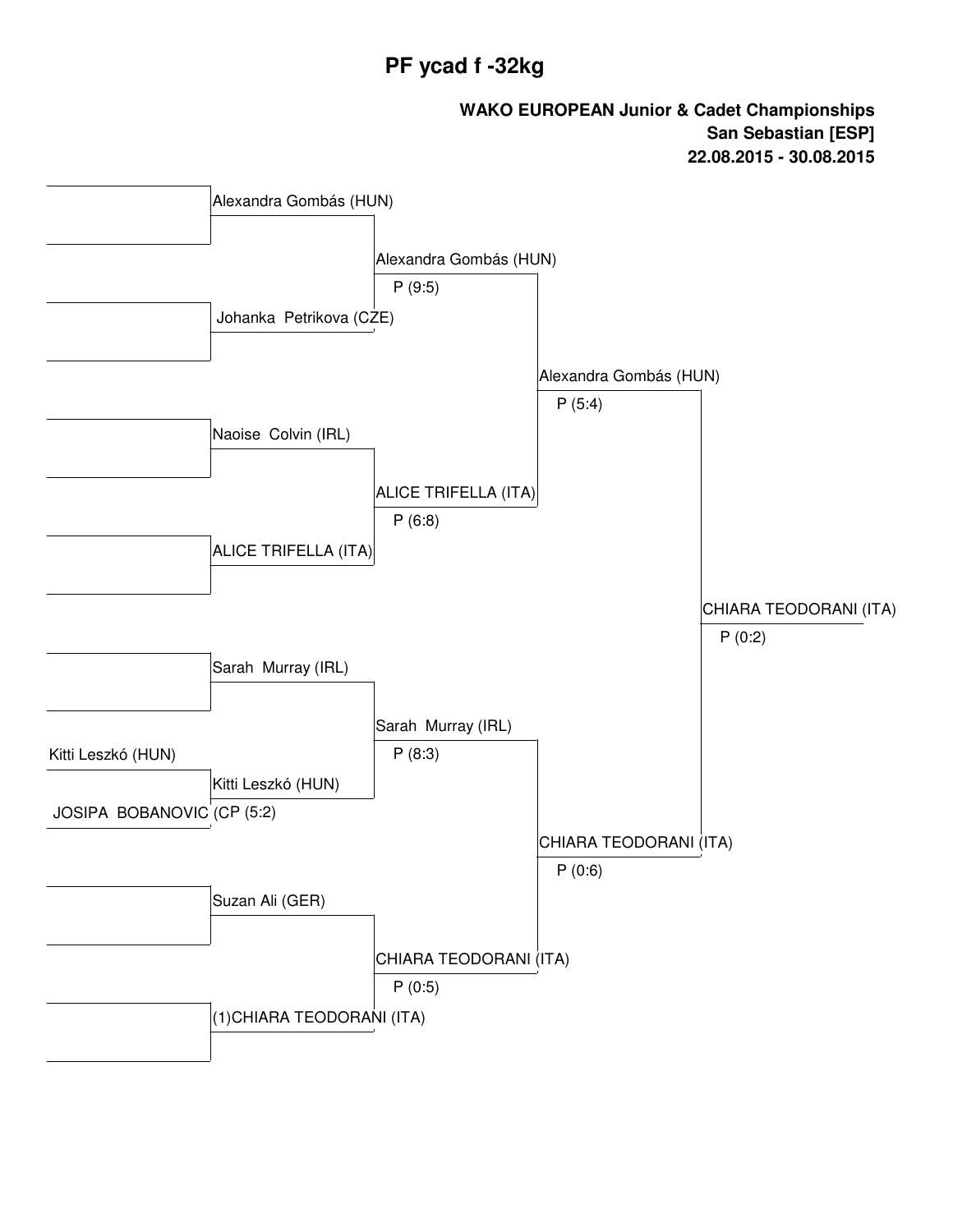# PF ycad f -32kg

**WAKO EUROPEAN Junior & Cadet Championships**
**San Sebastian [ESP]**
**22.08.2015 - 30.08.2015**

**Preliminary round**

- Kitti Leszkó (HUN) vs JOSIPA BOBANOVIC (C — Kitti Leszkó (HUN), P (5:2)

**First round**

- Alexandra Gombás (HUN) vs Johanka Petrikova (CZE) — Alexandra Gombás (HUN), P (9:5)
- Naoise Colvin (IRL) vs ALICE TRIFELLA (ITA) — ALICE TRIFELLA (ITA), P (6:8)
- Sarah Murray (IRL) vs Kitti Leszkó (HUN) — Sarah Murray (IRL), P (8:3)
- Suzan Ali (GER) vs (1)CHIARA TEODORANI (ITA) — CHIARA TEODORANI (ITA), P (0:5)

**Semifinals**

- Alexandra Gombás (HUN) vs ALICE TRIFELLA (ITA) — Alexandra Gombás (HUN), P (5:4)
- Sarah Murray (IRL) vs CHIARA TEODORANI (ITA) — CHIARA TEODORANI (ITA), P (0:6)

**Final**

- Alexandra Gombás (HUN) vs CHIARA TEODORANI (ITA) — CHIARA TEODORANI (ITA), P (0:2)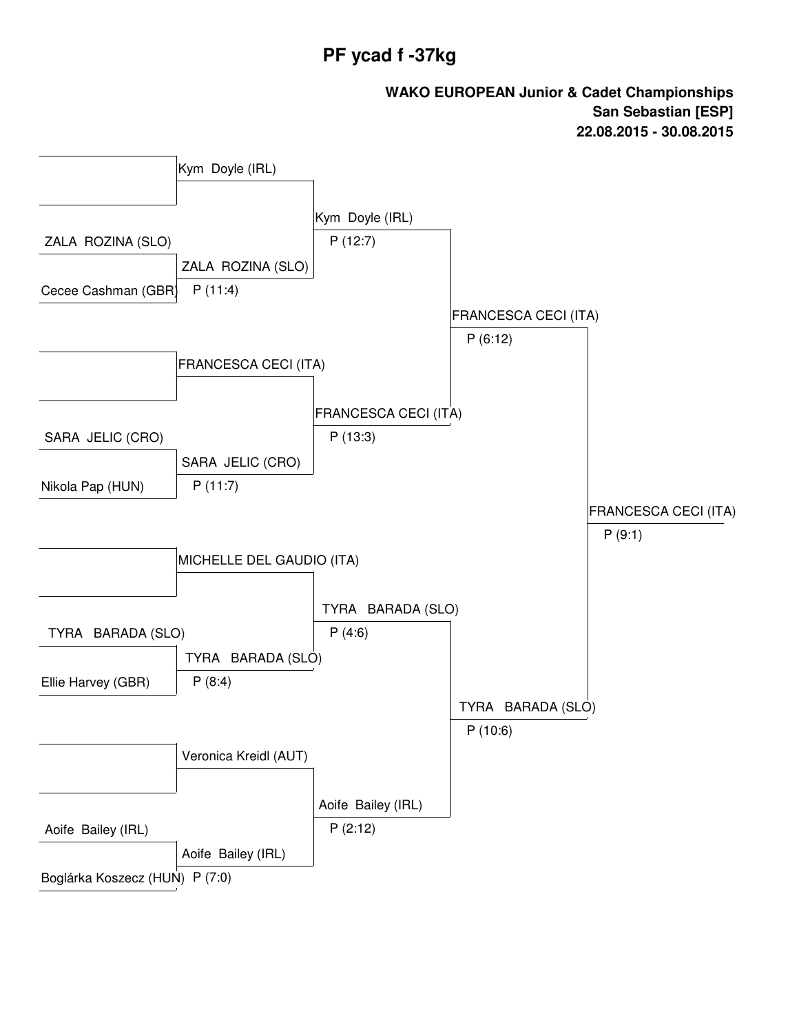# PF ycad f -37kg

**WAKO EUROPEAN Junior & Cadet Championships**
**San Sebastian [ESP]**
**22.08.2015 - 30.08.2015**

| Round 1 | Quarterfinals | Semifinals | Final | Winner |
|---|---|---|---|---|
| (bye) | Kym Doyle (IRL) | Kym Doyle (IRL) P (12:7) | FRANCESCA CECI (ITA) P (6:12) | FRANCESCA CECI (ITA) P (9:1) |
| ZALA ROZINA (SLO) vs Cecee Cashman (GBR) | ZALA ROZINA (SLO) P (11:4) | | | |
| (bye) | FRANCESCA CECI (ITA) | FRANCESCA CECI (ITA) P (13:3) | | |
| SARA JELIC (CRO) vs Nikola Pap (HUN) | SARA JELIC (CRO) P (11:7) | | | |
| (bye) | MICHELLE DEL GAUDIO (ITA) | TYRA BARADA (SLO) P (4:6) | TYRA BARADA (SLO) P (10:6) | |
| TYRA BARADA (SLO) vs Ellie Harvey (GBR) | TYRA BARADA (SLO) P (8:4) | | | |
| (bye) | Veronica Kreidl (AUT) | Aoife Bailey (IRL) P (2:12) | | |
| Aoife Bailey (IRL) vs Boglárka Koszecz (HUN) | Aoife Bailey (IRL) P (7:0) | | | |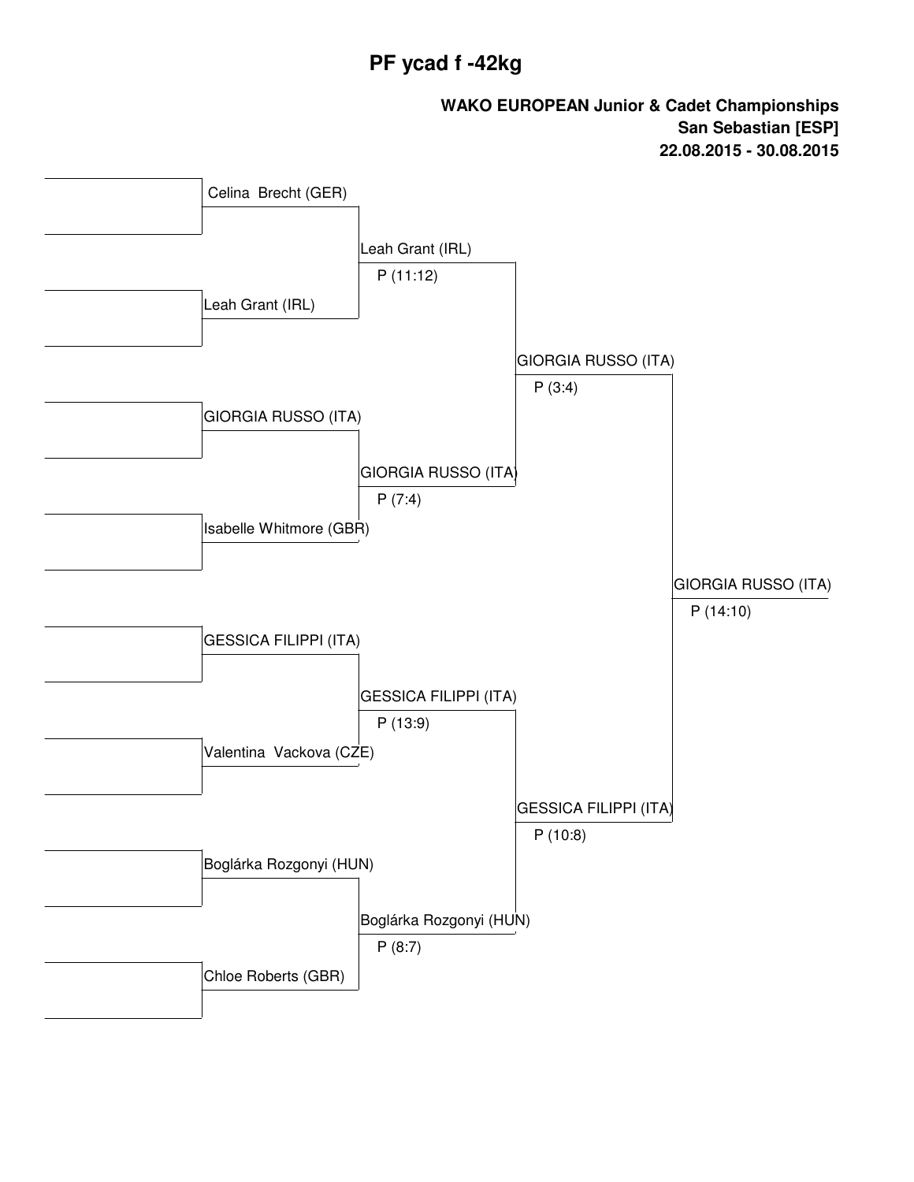# PF ycad f -42kg

**WAKO EUROPEAN Junior & Cadet Championships**
**San Sebastian [ESP]**
**22.08.2015 - 30.08.2015**

| Round 1 | Quarterfinal | Semifinal | Final |
| --- | --- | --- | --- |
| Celina Brecht (GER) | | | |
| Leah Grant (IRL) | Leah Grant (IRL) P (11:12) | | |
| GIORGIA RUSSO (ITA) | | GIORGIA RUSSO (ITA) P (3:4) | |
| Isabelle Whitmore (GBR) | GIORGIA RUSSO (ITA) P (7:4) | | |
| GESSICA FILIPPI (ITA) | | | GIORGIA RUSSO (ITA) P (14:10) |
| Valentina Vackova (CZE) | GESSICA FILIPPI (ITA) P (13:9) | | |
| Boglárka Rozgonyi (HUN) | | GESSICA FILIPPI (ITA) P (10:8) | |
| Chloe Roberts (GBR) | Boglárka Rozgonyi (HUN) P (8:7) | | |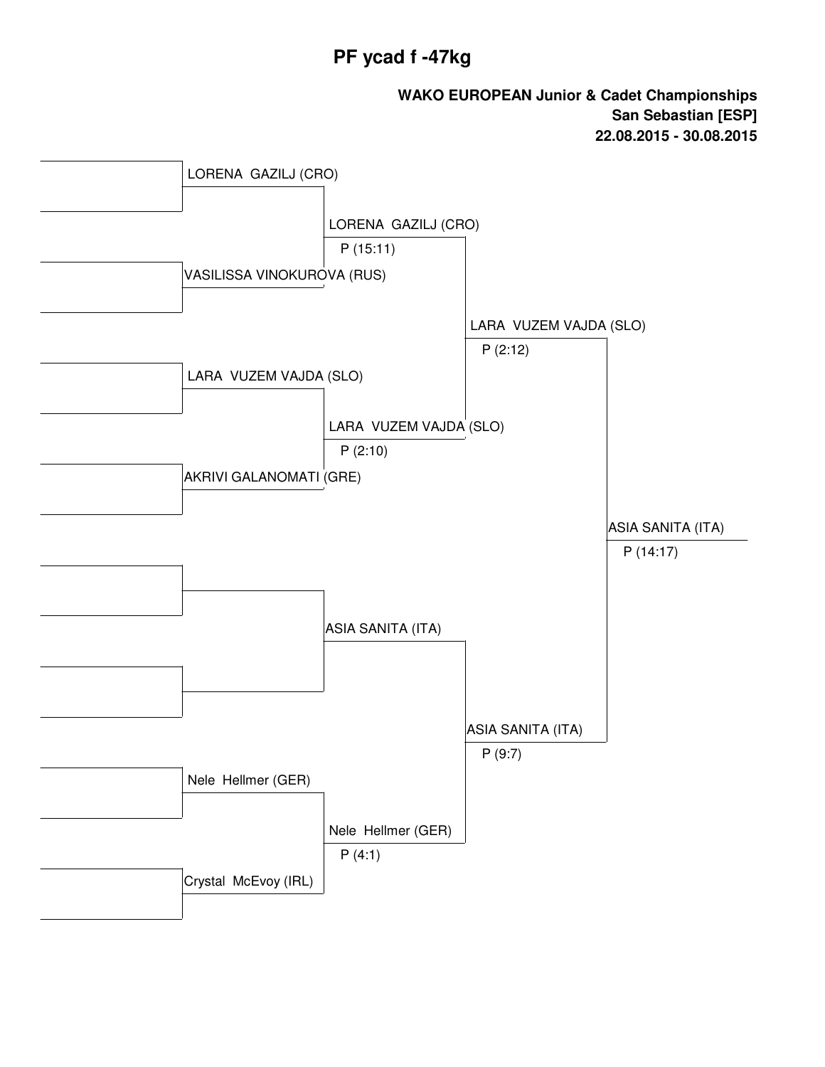# PF ycad f -47kg

**WAKO EUROPEAN Junior & Cadet Championships**
**San Sebastian [ESP]**
**22.08.2015 - 30.08.2015**

| Round 1 | Quarterfinal | Semifinal | Final |
| --- | --- | --- | --- |
| LORENA GAZILJ (CRO) | LORENA GAZILJ (CRO) P (15:11) | LARA VUZEM VAJDA (SLO) P (2:12) | ASIA SANITA (ITA) P (14:17) |
| VASILISSA VINOKUROVA (RUS) | | | |
| LARA VUZEM VAJDA (SLO) | LARA VUZEM VAJDA (SLO) P (2:10) | | |
| AKRIVI GALANOMATI (GRE) | | | |
| | ASIA SANITA (ITA) | ASIA SANITA (ITA) P (9:7) | |
| | | | |
| Nele Hellmer (GER) | Nele Hellmer (GER) P (4:1) | | |
| Crystal McEvoy (IRL) | | | |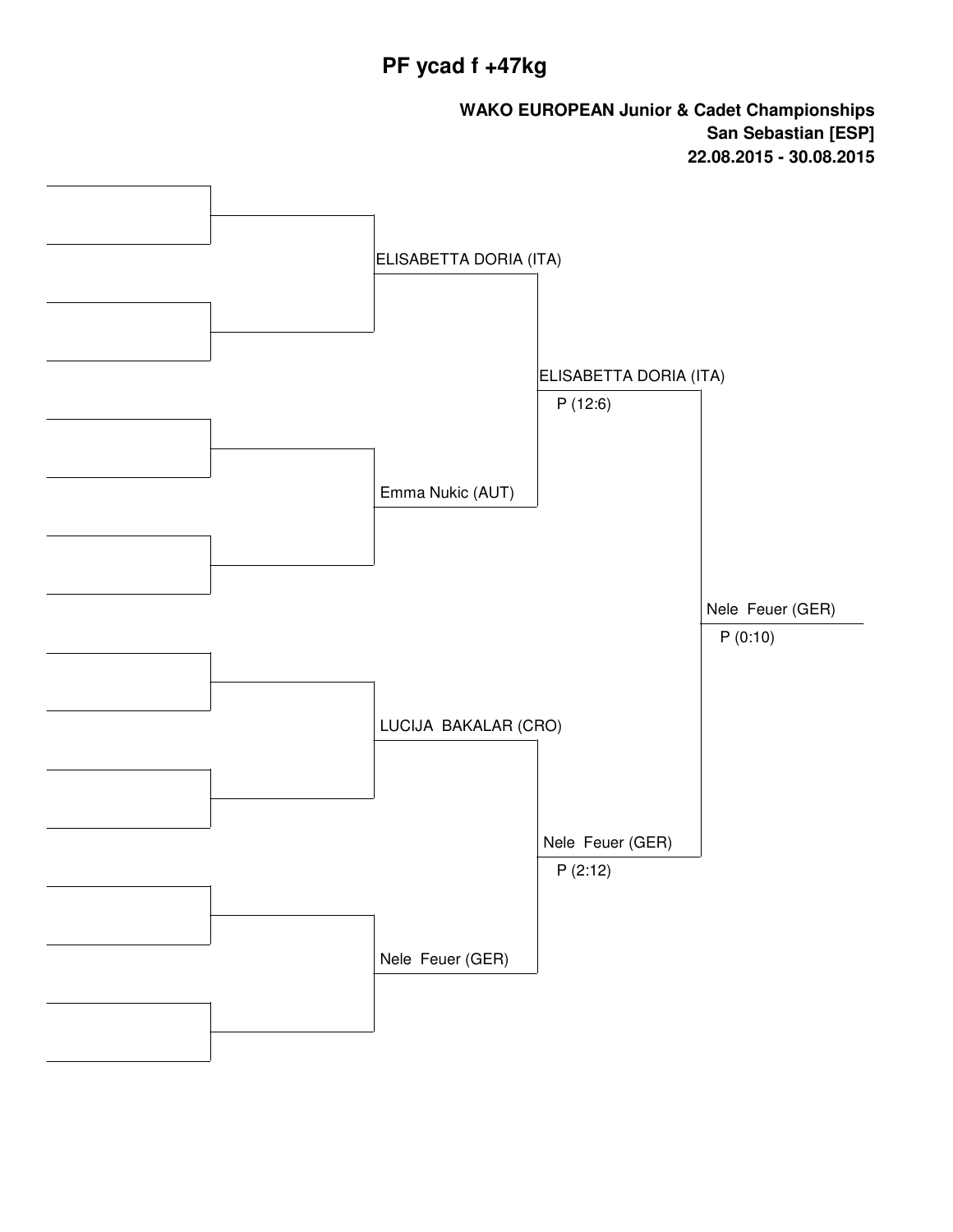# PF ycad f +47kg

**WAKO EUROPEAN Junior & Cadet Championships**
**San Sebastian [ESP]**
**22.08.2015 - 30.08.2015**

ELISABETTA DORIA (ITA)

Emma Nukic (AUT)

ELISABETTA DORIA (ITA)
P (12:6)

LUCIJA BAKALAR (CRO)

Nele Feuer (GER)

Nele Feuer (GER)
P (2:12)

Nele Feuer (GER)
P (0:10)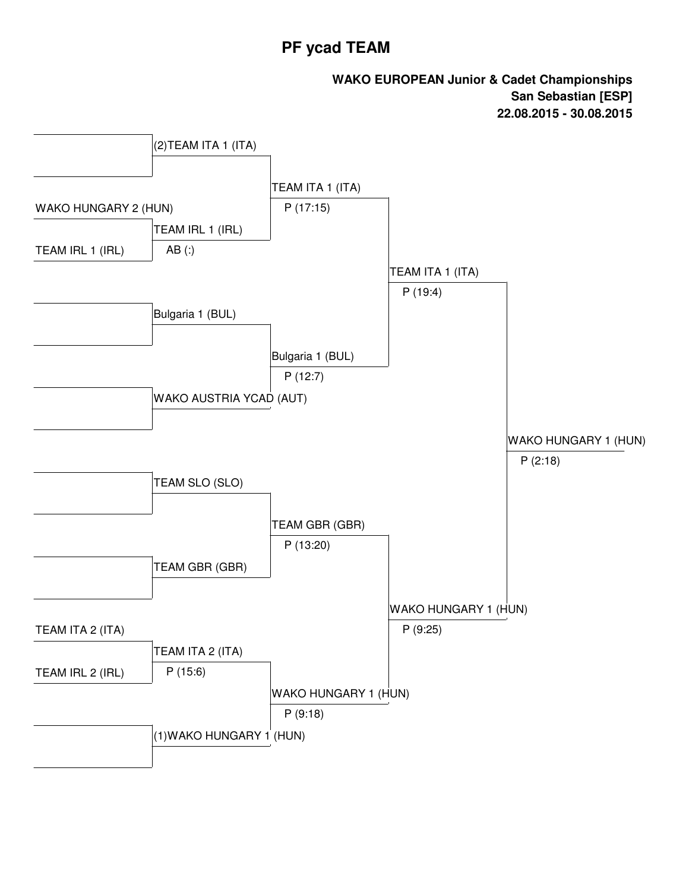# PF ycad TEAM

**WAKO EUROPEAN Junior & Cadet Championships**
**San Sebastian [ESP]**
**22.08.2015 - 30.08.2015**

| Round 1 | Round 2 | Quarterfinal | Semifinal | Final |
|---|---|---|---|---|
| | (2)TEAM ITA 1 (ITA) | | | |
| WAKO HUNGARY 2 (HUN) | | TEAM ITA 1 (ITA) P (17:15) | | |
| TEAM IRL 1 (IRL) | TEAM IRL 1 (IRL) AB (:) | | | |
| | | | TEAM ITA 1 (ITA) P (19:4) | |
| | Bulgaria 1 (BUL) | | | |
| | | Bulgaria 1 (BUL) P (12:7) | | |
| | WAKO AUSTRIA YCAD (AUT) | | | |
| | | | | WAKO HUNGARY 1 (HUN) P (2:18) |
| | TEAM SLO (SLO) | | | |
| | | TEAM GBR (GBR) P (13:20) | | |
| | TEAM GBR (GBR) | | | |
| | | | WAKO HUNGARY 1 (HUN) P (9:25) | |
| TEAM ITA 2 (ITA) | | | | |
| TEAM IRL 2 (IRL) | TEAM ITA 2 (ITA) P (15:6) | | | |
| | | WAKO HUNGARY 1 (HUN) P (9:18) | | |
| | (1)WAKO HUNGARY 1 (HUN) | | | |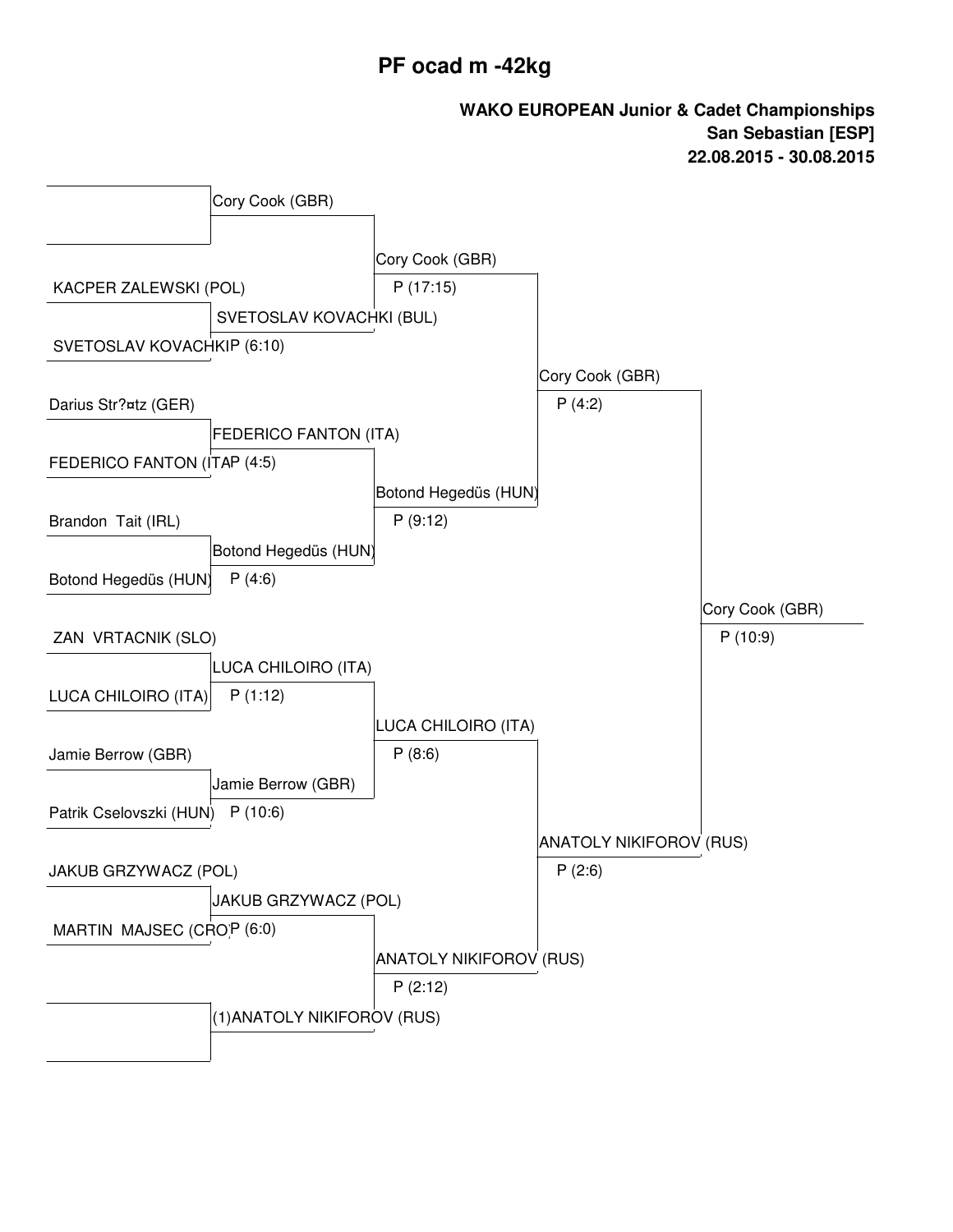# PF ocad m -42kg

**WAKO EUROPEAN Junior & Cadet Championships**
**San Sebastian [ESP]**
**22.08.2015 - 30.08.2015**

| Round 1 | Round 2 | Quarterfinals | Semifinals | Final |
|---|---|---|---|---|
| | Cory Cook (GBR) | Cory Cook (GBR) P (17:15) | Cory Cook (GBR) P (4:2) | Cory Cook (GBR) P (10:9) |
| | | | | |
| KACPER ZALEWSKI (POL) | SVETOSLAV KOVACHKI (BUL) P (6:10) | | | |
| SVETOSLAV KOVACHKI | | | | |
| Darius Str?¤tz (GER) | FEDERICO FANTON (ITA) P (4:5) | Botond Hegedüs (HUN) P (9:12) | | |
| FEDERICO FANTON (ITA) | | | | |
| Brandon Tait (IRL) | Botond Hegedüs (HUN) P (4:6) | | | |
| Botond Hegedüs (HUN) | | | | |
| ZAN VRTACNIK (SLO) | LUCA CHILOIRO (ITA) P (1:12) | LUCA CHILOIRO (ITA) P (8:6) | ANATOLY NIKIFOROV (RUS) P (2:6) | |
| LUCA CHILOIRO (ITA) | | | | |
| Jamie Berrow (GBR) | Jamie Berrow (GBR) P (10:6) | | | |
| Patrik Cselovszki (HUN) | | | | |
| JAKUB GRZYWACZ (POL) | JAKUB GRZYWACZ (POL) P (6:0) | ANATOLY NIKIFOROV (RUS) P (2:12) | | |
| MARTIN MAJSEC (CRO) | | | | |
| | (1)ANATOLY NIKIFOROV (RUS) | | | |
| | | | | |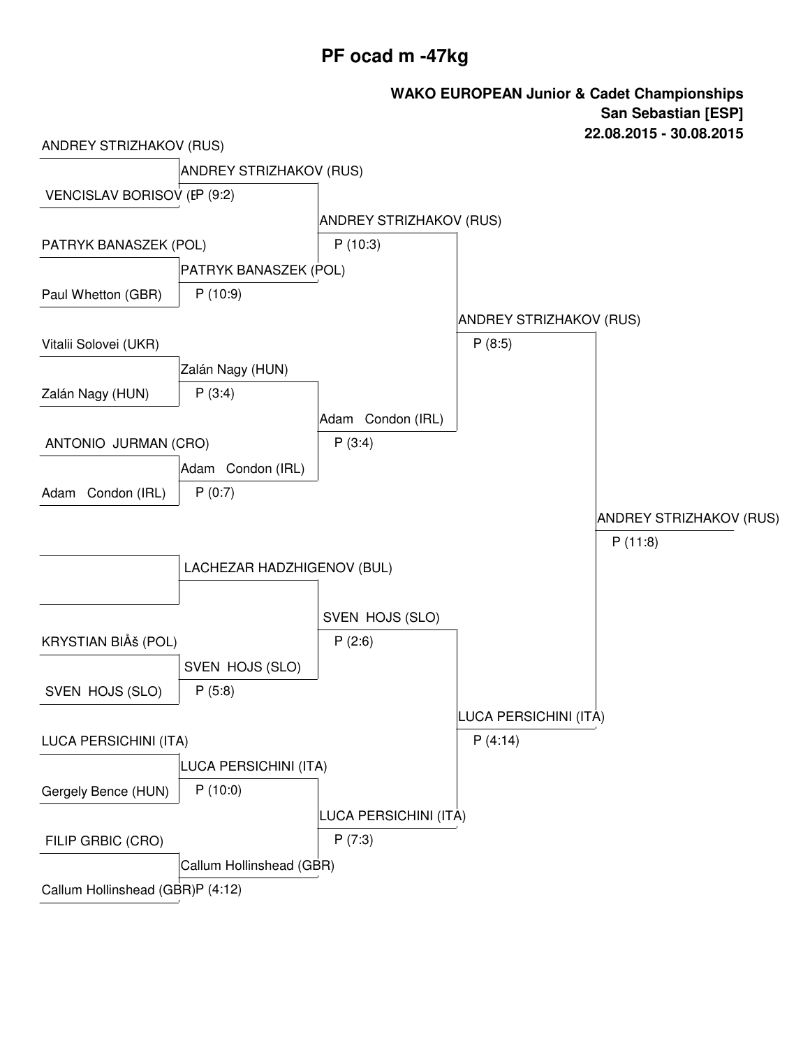# PF ocad m -47kg

**WAKO EUROPEAN Junior & Cadet Championships**
**San Sebastian [ESP]**
**22.08.2015 - 30.08.2015**

| Round 1 | Round 2 | Quarterfinal | Semifinal | Final |
|---|---|---|---|---|
| ANDREY STRIZHAKOV (RUS) vs VENCISLAV BORISOV (E | ANDREY STRIZHAKOV (RUS) P (9:2) | | | |
| PATRYK BANASZEK (POL) vs Paul Whetton (GBR) | PATRYK BANASZEK (POL) P (10:9) | ANDREY STRIZHAKOV (RUS) P (10:3) | | |
| Vitalii Solovei (UKR) vs Zalán Nagy (HUN) | Zalán Nagy (HUN) P (3:4) | | | |
| ANTONIO JURMAN (CRO) vs Adam Condon (IRL) | Adam Condon (IRL) P (0:7) | Adam Condon (IRL) P (3:4) | ANDREY STRIZHAKOV (RUS) P (8:5) | |
| | LACHEZAR HADZHIGENOV (BUL) | | | ANDREY STRIZHAKOV (RUS) P (11:8) |
| KRYSTIAN BIÅš (POL) vs SVEN HOJS (SLO) | SVEN HOJS (SLO) P (5:8) | SVEN HOJS (SLO) P (2:6) | | |
| LUCA PERSICHINI (ITA) vs Gergely Bence (HUN) | LUCA PERSICHINI (ITA) P (10:0) | | | |
| FILIP GRBIC (CRO) vs Callum Hollinshead (GBR) | Callum Hollinshead (GBR) P (4:12) | LUCA PERSICHINI (ITA) P (7:3) | LUCA PERSICHINI (ITA) P (4:14) | |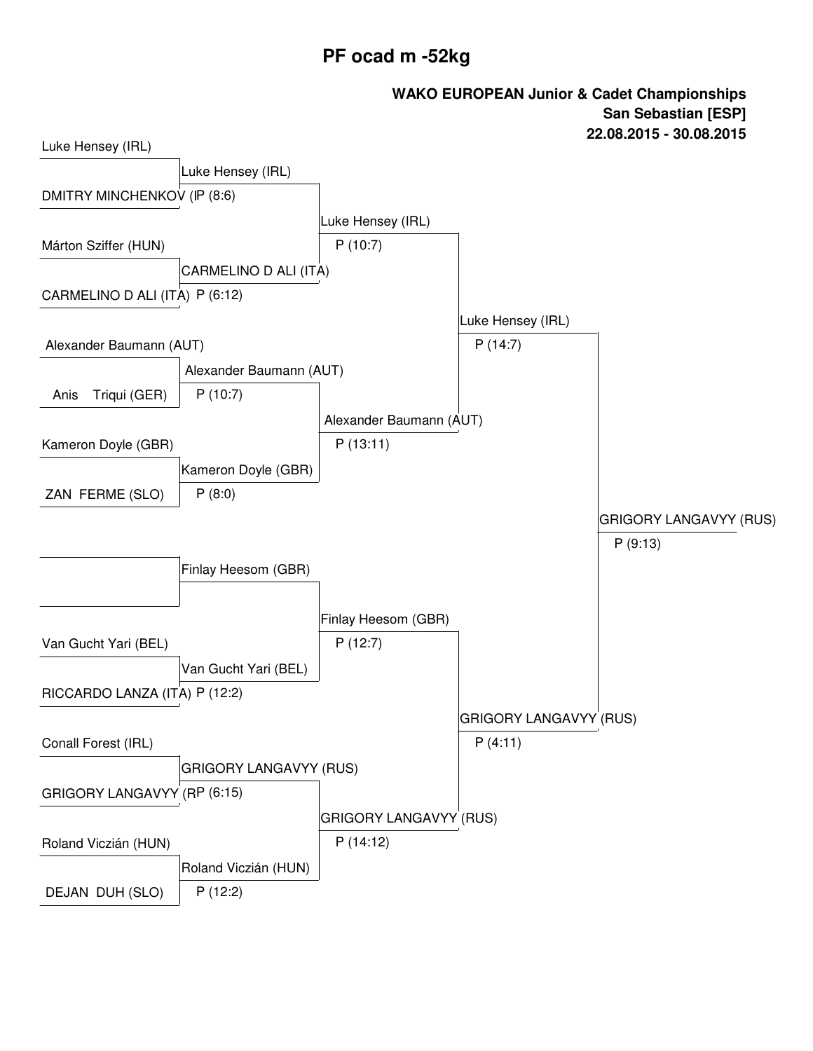# PF ocad m -52kg

**WAKO EUROPEAN Junior & Cadet Championships**
**San Sebastian [ESP]**
**22.08.2015 - 30.08.2015**

| Round 1 | Round 2 | Quarterfinal | Semifinal | Final |
| --- | --- | --- | --- | --- |
| Luke Hensey (IRL) vs DMITRY MINCHENKOV (I | Luke Hensey (IRL) P (8:6) | | | |
| Márton Sziffer (HUN) vs CARMELINO D ALI (ITA) | CARMELINO D ALI (ITA) P (6:12) | Luke Hensey (IRL) P (10:7) | | |
| Alexander Baumann (AUT) vs Anis Triqui (GER) | Alexander Baumann (AUT) P (10:7) | | Luke Hensey (IRL) P (14:7) | |
| Kameron Doyle (GBR) vs ZAN FERME (SLO) | Kameron Doyle (GBR) P (8:0) | Alexander Baumann (AUT) P (13:11) | | |
| (bye) | Finlay Heesom (GBR) | | | GRIGORY LANGAVYY (RUS) P (9:13) |
| Van Gucht Yari (BEL) vs RICCARDO LANZA (ITA) | Van Gucht Yari (BEL) P (12:2) | Finlay Heesom (GBR) P (12:7) | | |
| Conall Forest (IRL) vs GRIGORY LANGAVYY (R | GRIGORY LANGAVYY (RUS) P (6:15) | | GRIGORY LANGAVYY (RUS) P (4:11) | |
| Roland Viczián (HUN) vs DEJAN DUH (SLO) | Roland Viczián (HUN) P (12:2) | GRIGORY LANGAVYY (RUS) P (14:12) | | |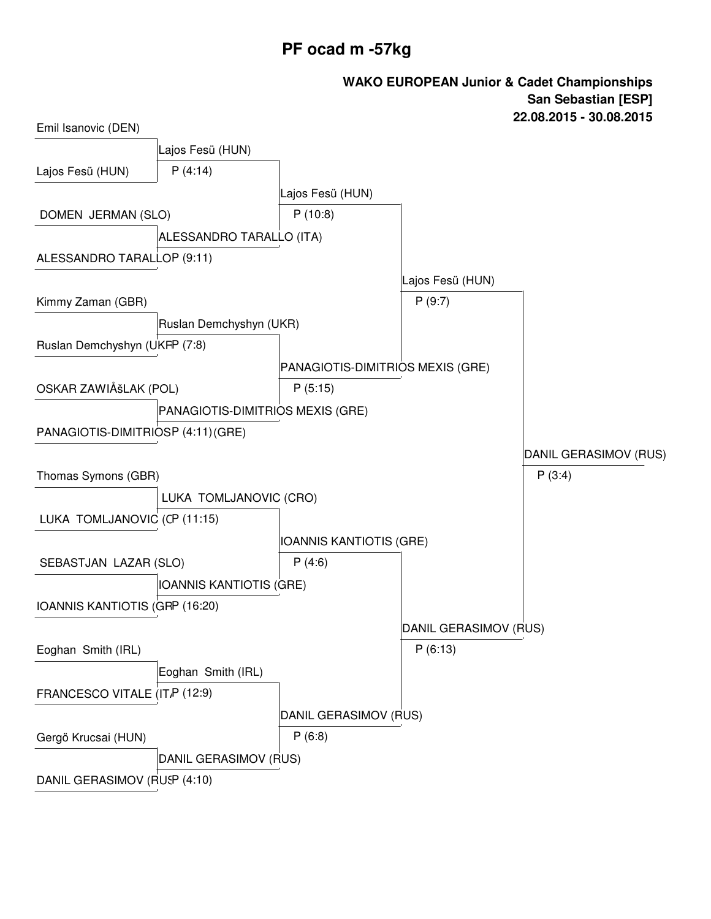# PF ocad m -57kg

**WAKO EUROPEAN Junior & Cadet Championships**
**San Sebastian [ESP]**
**22.08.2015 - 30.08.2015**

| Round 1 | Round 2 | Quarterfinal | Semifinal | Final |
| --- | --- | --- | --- | --- |
| Emil Isanovic (DEN) | Lajos Fesü (HUN) P (4:14) | Lajos Fesü (HUN) P (10:8) | Lajos Fesü (HUN) P (9:7) | DANIL GERASIMOV (RUS) P (3:4) |
| Lajos Fesü (HUN) | | | | |
| DOMEN JERMAN (SLO) | ALESSANDRO TARALLO (ITA) P (9:11) | | | |
| ALESSANDRO TARALLO | | | | |
| Kimmy Zaman (GBR) | Ruslan Demchyshyn (UKR) P (7:8) | PANAGIOTIS-DIMITRIOS MEXIS (GRE) P (5:15) | | |
| Ruslan Demchyshyn (UKR) | | | | |
| OSKAR ZAWIÅšLAK (POL) | PANAGIOTIS-DIMITRIOS MEXIS (GRE) P (4:11) | | | |
| PANAGIOTIS-DIMITRIOS (GRE) | | | | |
| Thomas Symons (GBR) | LUKA TOMLJANOVIC (CRO) P (11:15) | IOANNIS KANTIOTIS (GRE) P (4:6) | DANIL GERASIMOV (RUS) P (6:13) | |
| LUKA TOMLJANOVIC (C | | | | |
| SEBASTJAN LAZAR (SLO) | IOANNIS KANTIOTIS (GRE) P (16:20) | | | |
| IOANNIS KANTIOTIS (GR | | | | |
| Eoghan Smith (IRL) | Eoghan Smith (IRL) P (12:9) | DANIL GERASIMOV (RUS) P (6:8) | | |
| FRANCESCO VITALE (IT/ | | | | |
| Gergö Krucsai (HUN) | DANIL GERASIMOV (RUS) P (4:10) | | | |
| DANIL GERASIMOV (RUS | | | | |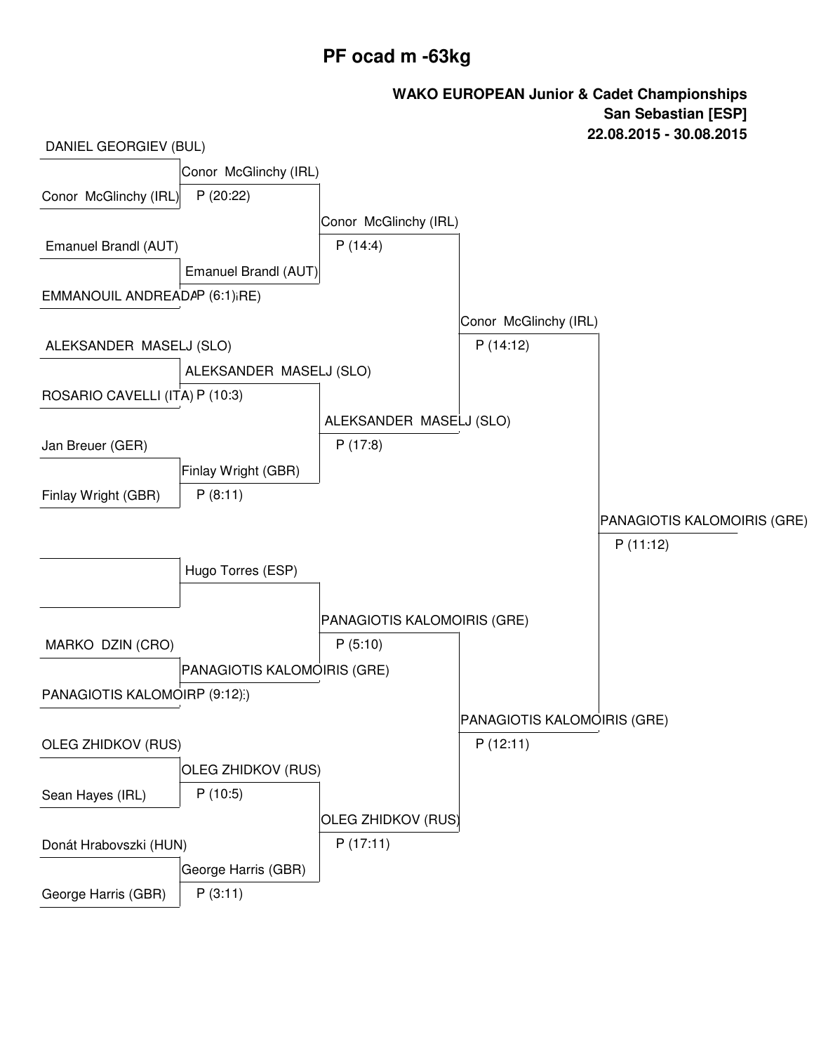# PF ocad m -63kg

**WAKO EUROPEAN Junior & Cadet Championships**
**San Sebastian [ESP]**
**22.08.2015 - 30.08.2015**

| Round 1 | Round 2 | Quarterfinal | Semifinal | Final |
|---|---|---|---|---|
| DANIEL GEORGIEV (BUL) | | | | |
| Conor McGlinchy (IRL) | Conor McGlinchy (IRL) P (20:22) | | | |
| Emanuel Brandl (AUT) | | Conor McGlinchy (IRL) P (14:4) | | |
| EMMANOUIL ANDREADIS (GRE) | Emanuel Brandl (AUT) P (6:1) | | | |
| ALEKSANDER MASELJ (SLO) | | | Conor McGlinchy (IRL) P (14:12) | |
| ROSARIO CAVELLI (ITA) | ALEKSANDER MASELJ (SLO) P (10:3) | | | |
| Jan Breuer (GER) | | ALEKSANDER MASELJ (SLO) P (17:8) | | |
| Finlay Wright (GBR) | Finlay Wright (GBR) P (8:11) | | | |
| | | | | PANAGIOTIS KALOMOIRIS (GRE) P (11:12) |
| | Hugo Torres (ESP) | | | |
| | | PANAGIOTIS KALOMOIRIS (GRE) P (5:10) | | |
| MARKO DZIN (CRO) | | | | |
| PANAGIOTIS KALOMOIRIS (GRE) | PANAGIOTIS KALOMOIRIS (GRE) P (9:12) | | | |
| | | | PANAGIOTIS KALOMOIRIS (GRE) P (12:11) | |
| OLEG ZHIDKOV (RUS) | | | | |
| Sean Hayes (IRL) | OLEG ZHIDKOV (RUS) P (10:5) | | | |
| | | OLEG ZHIDKOV (RUS) P (17:11) | | |
| Donát Hrabovszki (HUN) | | | | |
| George Harris (GBR) | George Harris (GBR) P (3:11) | | | |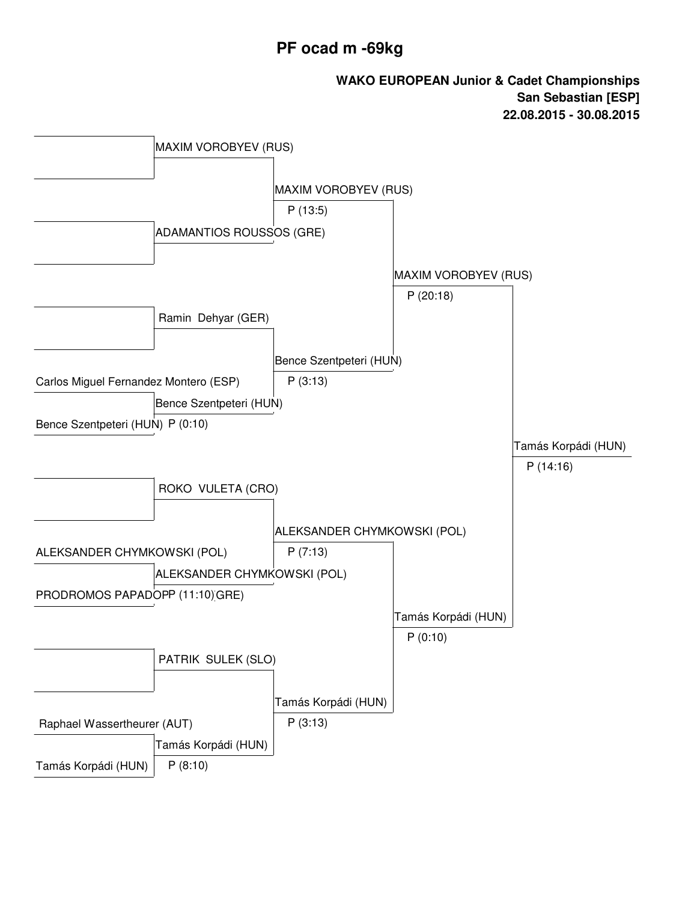# PF ocad m -69kg

**WAKO EUROPEAN Junior & Cadet Championships**
**San Sebastian [ESP]**
**22.08.2015 - 30.08.2015**

### Round 1

| Fighter 1 | Fighter 2 | Winner | Score |
|---|---|---|---|
| | | MAXIM VOROBYEV (RUS) | |
| | | ADAMANTIOS ROUSSOS (GRE) | |
| | | Ramin Dehyar (GER) | |
| Carlos Miguel Fernandez Montero (ESP) | Bence Szentpeteri (HUN) | Bence Szentpeteri (HUN) | P (0:10) |
| | | ROKO VULETA (CRO) | |
| ALEKSANDER CHYMKOWSKI (POL) | PRODROMOS PAPADOPP (GRE) | ALEKSANDER CHYMKOWSKI (POL) | P (11:10) |
| | | PATRIK SULEK (SLO) | |
| Raphael Wassertheurer (AUT) | Tamás Korpádi (HUN) | Tamás Korpádi (HUN) | P (8:10) |

### Quarterfinals

| Fighter 1 | Fighter 2 | Winner | Score |
|---|---|---|---|
| MAXIM VOROBYEV (RUS) | ADAMANTIOS ROUSSOS (GRE) | MAXIM VOROBYEV (RUS) | P (13:5) |
| Ramin Dehyar (GER) | Bence Szentpeteri (HUN) | Bence Szentpeteri (HUN) | P (3:13) |
| ROKO VULETA (CRO) | ALEKSANDER CHYMKOWSKI (POL) | ALEKSANDER CHYMKOWSKI (POL) | P (7:13) |
| PATRIK SULEK (SLO) | Tamás Korpádi (HUN) | Tamás Korpádi (HUN) | P (3:13) |

### Semifinals

| Fighter 1 | Fighter 2 | Winner | Score |
|---|---|---|---|
| MAXIM VOROBYEV (RUS) | Bence Szentpeteri (HUN) | MAXIM VOROBYEV (RUS) | P (20:18) |
| ALEKSANDER CHYMKOWSKI (POL) | Tamás Korpádi (HUN) | Tamás Korpádi (HUN) | P (0:10) |

### Final

| Fighter 1 | Fighter 2 | Winner | Score |
|---|---|---|---|
| MAXIM VOROBYEV (RUS) | Tamás Korpádi (HUN) | Tamás Korpádi (HUN) | P (14:16) |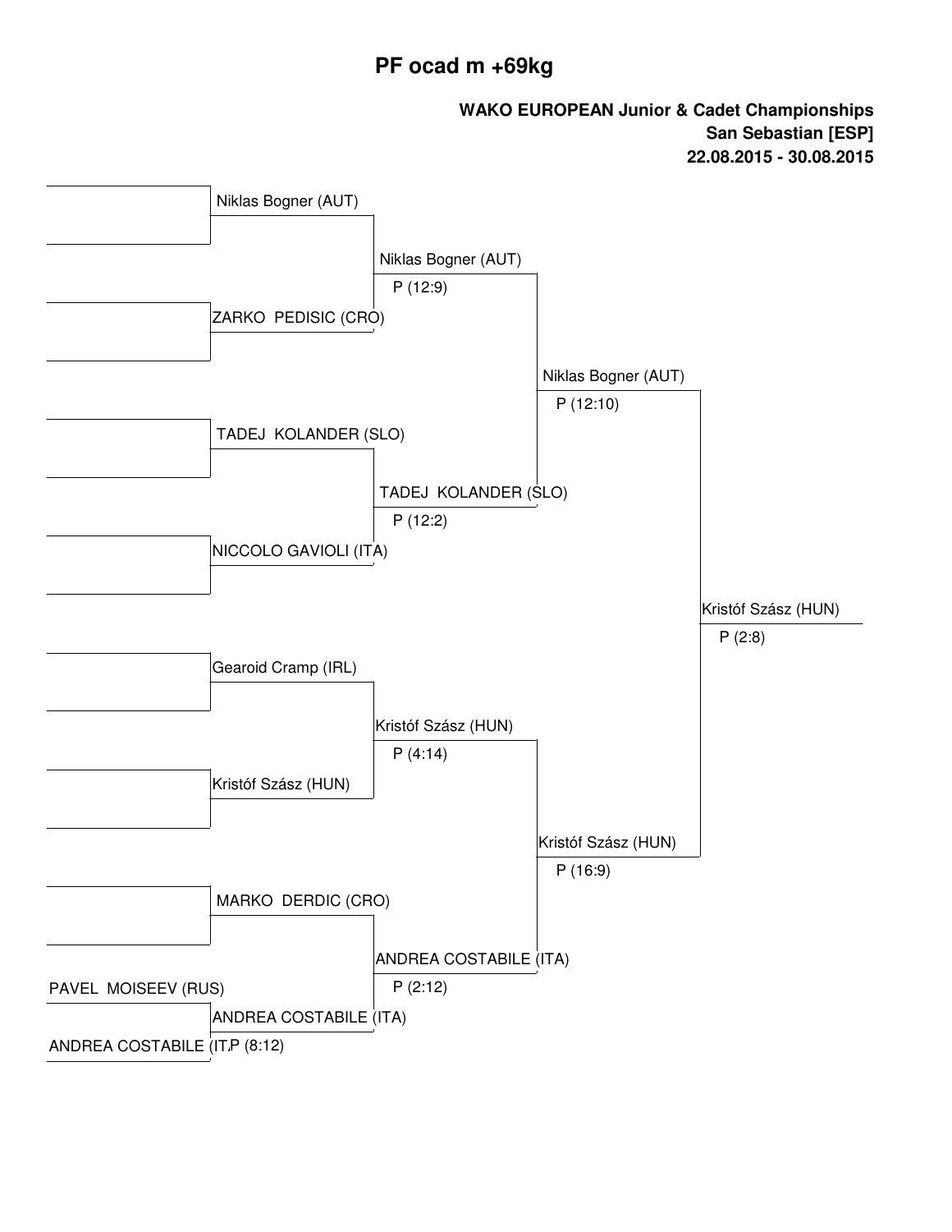# PF ocad m +69kg

**WAKO EUROPEAN Junior & Cadet Championships**
**San Sebastian [ESP]**
**22.08.2015 - 30.08.2015**

| Round 1 | Quarterfinals | Semifinals | Final | Winner |
|---|---|---|---|---|
| | Niklas Bogner (AUT) | Niklas Bogner (AUT) P (12:9) | Niklas Bogner (AUT) P (12:10) | Kristóf Szász (HUN) P (2:8) |
| | ZARKO PEDISIC (CRO) | | | |
| | TADEJ KOLANDER (SLO) | TADEJ KOLANDER (SLO) P (12:2) | | |
| | NICCOLO GAVIOLI (ITA) | | | |
| | Gearoid Cramp (IRL) | Kristóf Szász (HUN) P (4:14) | Kristóf Szász (HUN) P (16:9) | |
| | Kristóf Szász (HUN) | | | |
| | MARKO DERDIC (CRO) | ANDREA COSTABILE (ITA) P (2:12) | | |
| PAVEL MOISEEV (RUS) | ANDREA COSTABILE (ITA) P (8:12) | | | |
| ANDREA COSTABILE (IT | | | | |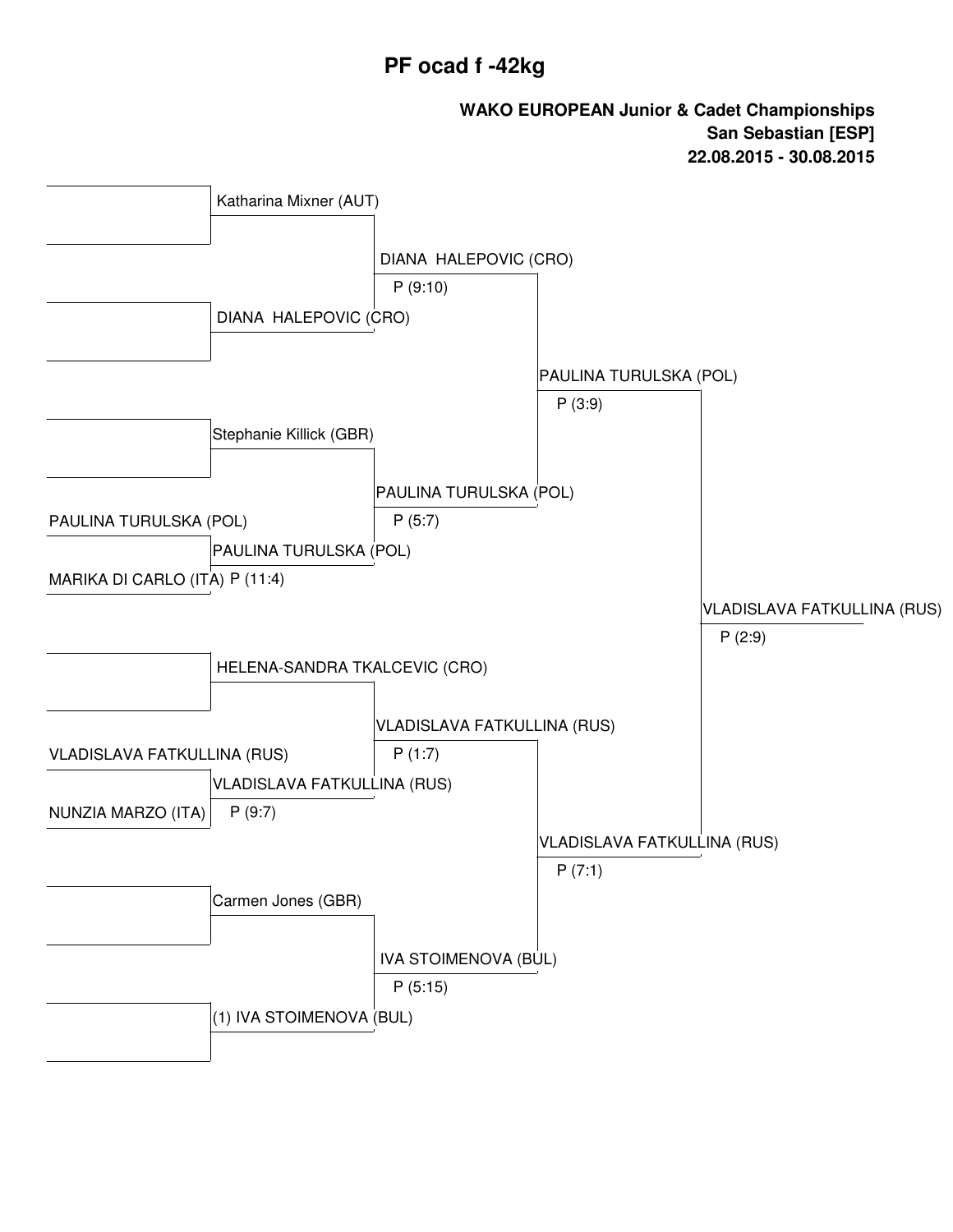# PF ocad f -42kg

**WAKO EUROPEAN Junior & Cadet Championships**
**San Sebastian [ESP]**
**22.08.2015 - 30.08.2015**

| Round 1 | Round 2 | Quarterfinal | Semifinal | Final |
|---|---|---|---|---|
| | Katharina Mixner (AUT) | DIANA HALEPOVIC (CRO) P (9:10) | PAULINA TURULSKA (POL) P (3:9) | VLADISLAVA FATKULLINA (RUS) P (2:9) |
| | DIANA HALEPOVIC (CRO) | | | |
| | Stephanie Killick (GBR) | PAULINA TURULSKA (POL) P (5:7) | | |
| PAULINA TURULSKA (POL) | PAULINA TURULSKA (POL) P (11:4) | | | |
| MARIKA DI CARLO (ITA) | | | | |
| | HELENA-SANDRA TKALCEVIC (CRO) | VLADISLAVA FATKULLINA (RUS) P (1:7) | VLADISLAVA FATKULLINA (RUS) P (7:1) | |
| VLADISLAVA FATKULLINA (RUS) | VLADISLAVA FATKULLINA (RUS) P (9:7) | | | |
| NUNZIA MARZO (ITA) | | | | |
| | Carmen Jones (GBR) | IVA STOIMENOVA (BUL) P (5:15) | | |
| | (1) IVA STOIMENOVA (BUL) | | | |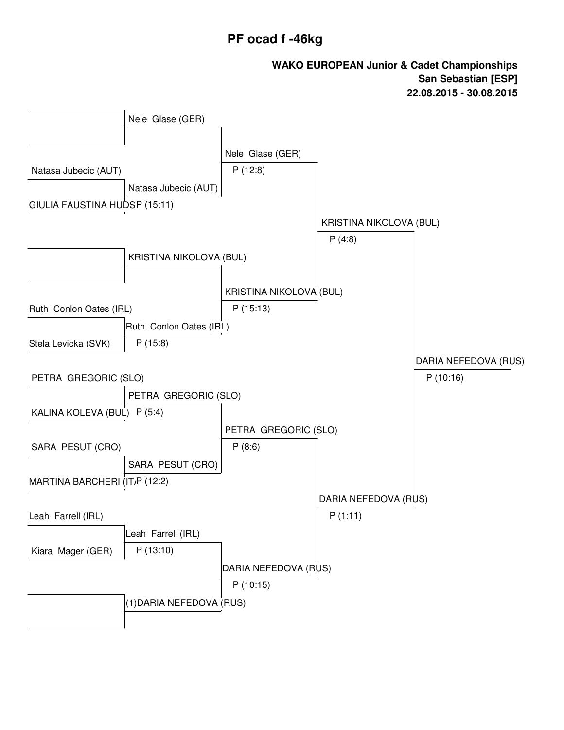# PF ocad f -46kg

**WAKO EUROPEAN Junior & Cadet Championships**
**San Sebastian [ESP]**
**22.08.2015 - 30.08.2015**

| Round 1 | Round 2 | Quarterfinal | Semifinal | Final |
|---|---|---|---|---|
| (bye) | Nele Glase (GER) | Nele Glase (GER) P (12:8) | KRISTINA NIKOLOVA (BUL) P (4:8) | DARIA NEFEDOVA (RUS) P (10:16) |
| Natasa Jubecic (AUT) | | | | |
| GIULIA FAUSTINA HUDS | Natasa Jubecic (AUT) P (15:11) | | | |
| (bye) | KRISTINA NIKOLOVA (BUL) | KRISTINA NIKOLOVA (BUL) P (15:13) | | |
| Ruth Conlon Oates (IRL) | | | | |
| Stela Levicka (SVK) | Ruth Conlon Oates (IRL) P (15:8) | | | |
| PETRA GREGORIC (SLO) | | | | |
| KALINA KOLEVA (BUL) | PETRA GREGORIC (SLO) P (5:4) | PETRA GREGORIC (SLO) P (8:6) | DARIA NEFEDOVA (RUS) P (1:11) | |
| SARA PESUT (CRO) | | | | |
| MARTINA BARCHERI (IT/ | SARA PESUT (CRO) P (12:2) | | | |
| Leah Farrell (IRL) | | | | |
| Kiara Mager (GER) | Leah Farrell (IRL) P (13:10) | DARIA NEFEDOVA (RUS) P (10:15) | | |
| (bye) | (1)DARIA NEFEDOVA (RUS) | | | |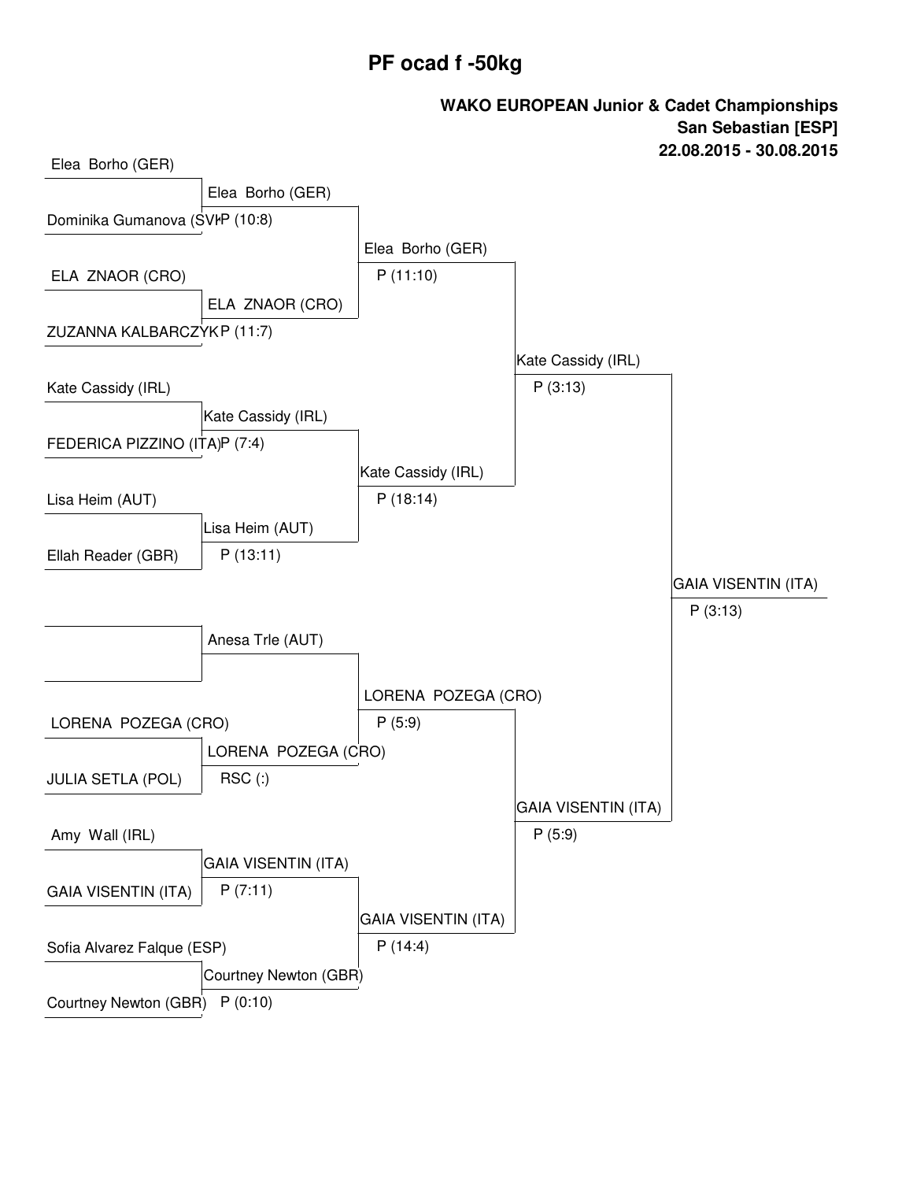# PF ocad f -50kg

**WAKO EUROPEAN Junior & Cadet Championships**
**San Sebastian [ESP]**
**22.08.2015 - 30.08.2015**

### Round 1

| Fighter 1 | Fighter 2 | Winner | Result |
|---|---|---|---|
| Elea Borho (GER) | Dominika Gumanova (SVK) | Elea Borho (GER) | P (10:8) |
| ELA ZNAOR (CRO) | ZUZANNA KALBARCZYK | ELA ZNAOR (CRO) | P (11:7) |
| Kate Cassidy (IRL) | FEDERICA PIZZINO (ITA) | Kate Cassidy (IRL) | P (7:4) |
| Lisa Heim (AUT) | Ellah Reader (GBR) | Lisa Heim (AUT) | P (13:11) |
| | | Anesa Trle (AUT) | |
| LORENA POZEGA (CRO) | JULIA SETLA (POL) | LORENA POZEGA (CRO) | RSC (:) |
| Amy Wall (IRL) | GAIA VISENTIN (ITA) | GAIA VISENTIN (ITA) | P (7:11) |
| Sofia Alvarez Falque (ESP) | Courtney Newton (GBR) | Courtney Newton (GBR) | P (0:10) |

### Quarterfinals

| Winner | Result |
|---|---|
| Elea Borho (GER) | P (11:10) |
| Kate Cassidy (IRL) | P (18:14) |
| LORENA POZEGA (CRO) | P (5:9) |
| GAIA VISENTIN (ITA) | P (14:4) |

### Semifinals

| Winner | Result |
|---|---|
| Kate Cassidy (IRL) | P (3:13) |
| GAIA VISENTIN (ITA) | P (5:9) |

### Final

| Winner | Result |
|---|---|
| GAIA VISENTIN (ITA) | P (3:13) |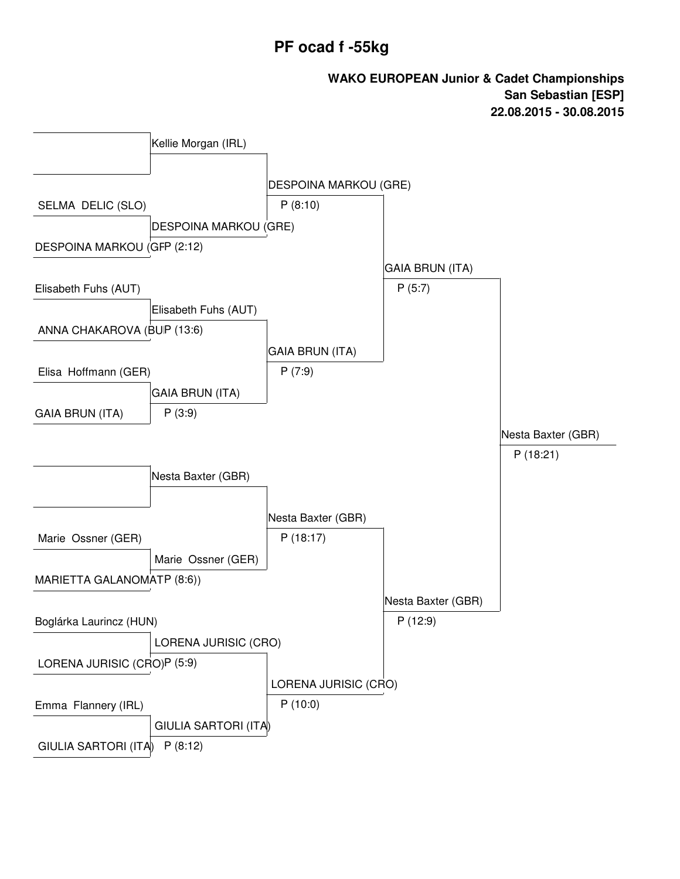# PF ocad f -55kg

**WAKO EUROPEAN Junior & Cadet Championships**
**San Sebastian [ESP]**
**22.08.2015 - 30.08.2015**

| Round 1 | Round 2 | Quarterfinal | Semifinal | Final |
| --- | --- | --- | --- | --- |
| (bye) | Kellie Morgan (IRL) | DESPOINA MARKOU (GRE) P (8:10) | GAIA BRUN (ITA) P (5:7) | Nesta Baxter (GBR) P (18:21) |
| SELMA DELIC (SLO) / DESPOINA MARKOU (GRE) | DESPOINA MARKOU (GRE) P (2:12) | | | |
| Elisabeth Fuhs (AUT) / ANNA CHAKAROVA (BUL) | Elisabeth Fuhs (AUT) P (13:6) | GAIA BRUN (ITA) P (7:9) | | |
| Elisa Hoffmann (GER) / GAIA BRUN (ITA) | GAIA BRUN (ITA) P (3:9) | | | |
| (bye) | Nesta Baxter (GBR) | Nesta Baxter (GBR) P (18:17) | Nesta Baxter (GBR) P (12:9) | |
| Marie Ossner (GER) / MARIETTA GALANOMAT | Marie Ossner (GER) P (8:6)) | | | |
| Boglárka Laurincz (HUN) / LORENA JURISIC (CRO) | LORENA JURISIC (CRO) P (5:9) | LORENA JURISIC (CRO) P (10:0) | | |
| Emma Flannery (IRL) / GIULIA SARTORI (ITA) | GIULIA SARTORI (ITA) P (8:12) | | | |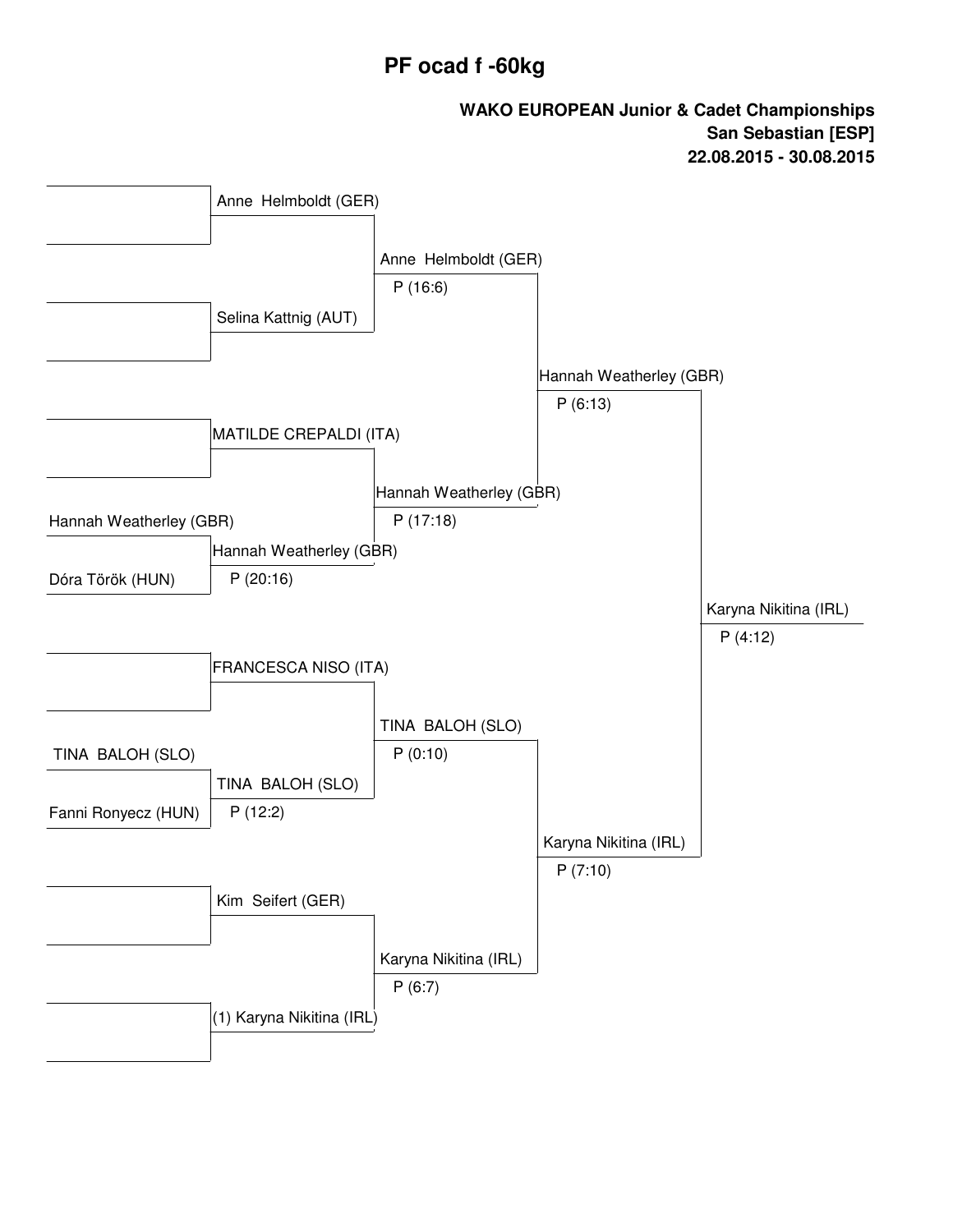# PF ocad f -60kg

**WAKO EUROPEAN Junior & Cadet Championships**
**San Sebastian [ESP]**
**22.08.2015 - 30.08.2015**

| Round 1 | Round 2 | Quarterfinal | Semifinal | Final |
| --- | --- | --- | --- | --- |
| | Anne Helmboldt (GER) | | | |
| | | Anne Helmboldt (GER) P (16:6) | | |
| | Selina Kattnig (AUT) | | | |
| | | | Hannah Weatherley (GBR) P (6:13) | |
| | MATILDE CREPALDI (ITA) | | | |
| | | Hannah Weatherley (GBR) P (17:18) | | |
| Hannah Weatherley (GBR) | | | | |
| | Hannah Weatherley (GBR) P (20:16) | | | |
| Dóra Török (HUN) | | | | |
| | | | | Karyna Nikitina (IRL) P (4:12) |
| | FRANCESCA NISO (ITA) | | | |
| | | TINA BALOH (SLO) P (0:10) | | |
| TINA BALOH (SLO) | | | | |
| | TINA BALOH (SLO) P (12:2) | | | |
| Fanni Ronyecz (HUN) | | | | |
| | | | Karyna Nikitina (IRL) P (7:10) | |
| | Kim Seifert (GER) | | | |
| | | Karyna Nikitina (IRL) P (6:7) | | |
| | (1) Karyna Nikitina (IRL) | | | |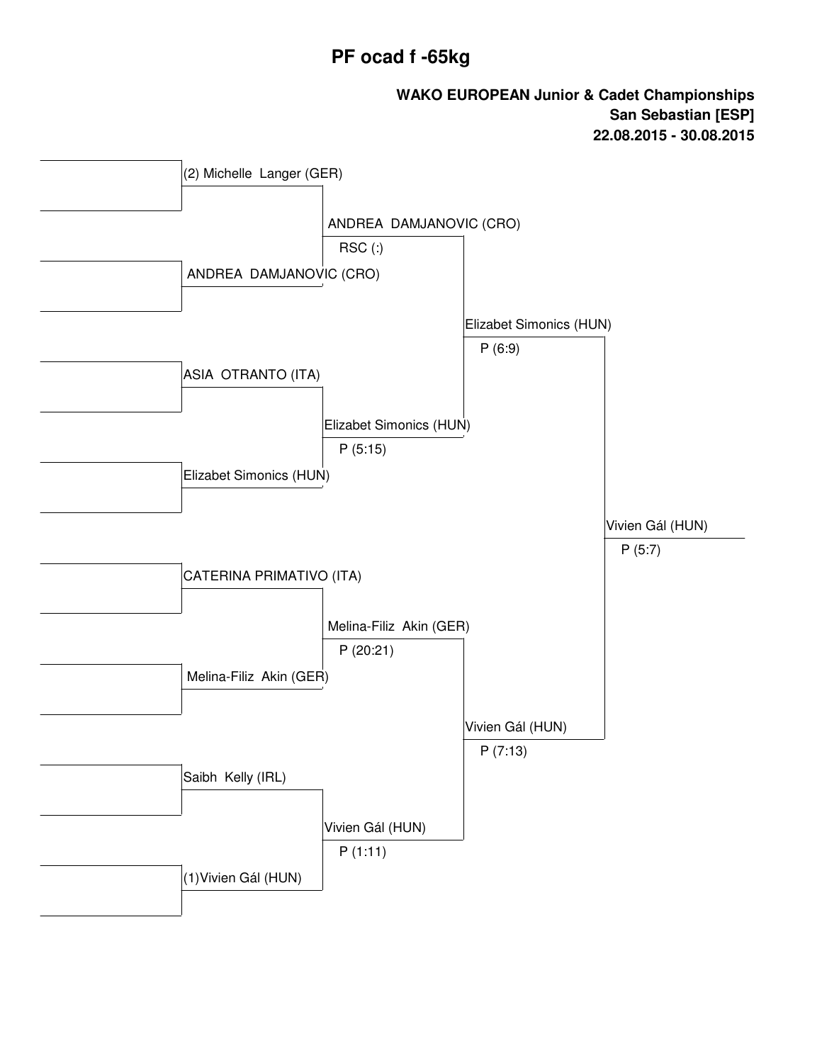# PF ocad f -65kg

**WAKO EUROPEAN Junior & Cadet Championships**
**San Sebastian [ESP]**
**22.08.2015 - 30.08.2015**

| Round 1 | Quarterfinal | Semifinal | Final |
| --- | --- | --- | --- |
| (2) Michelle Langer (GER) | ANDREA DAMJANOVIC (CRO) RSC (:) | Elizabet Simonics (HUN) P (6:9) | Vivien Gál (HUN) P (5:7) |
| ANDREA DAMJANOVIC (CRO) | | | |
| ASIA OTRANTO (ITA) | Elizabet Simonics (HUN) P (5:15) | | |
| Elizabet Simonics (HUN) | | | |
| CATERINA PRIMATIVO (ITA) | Melina-Filiz Akin (GER) P (20:21) | Vivien Gál (HUN) P (7:13) | |
| Melina-Filiz Akin (GER) | | | |
| Saibh Kelly (IRL) | Vivien Gál (HUN) P (1:11) | | |
| (1)Vivien Gál (HUN) | | | |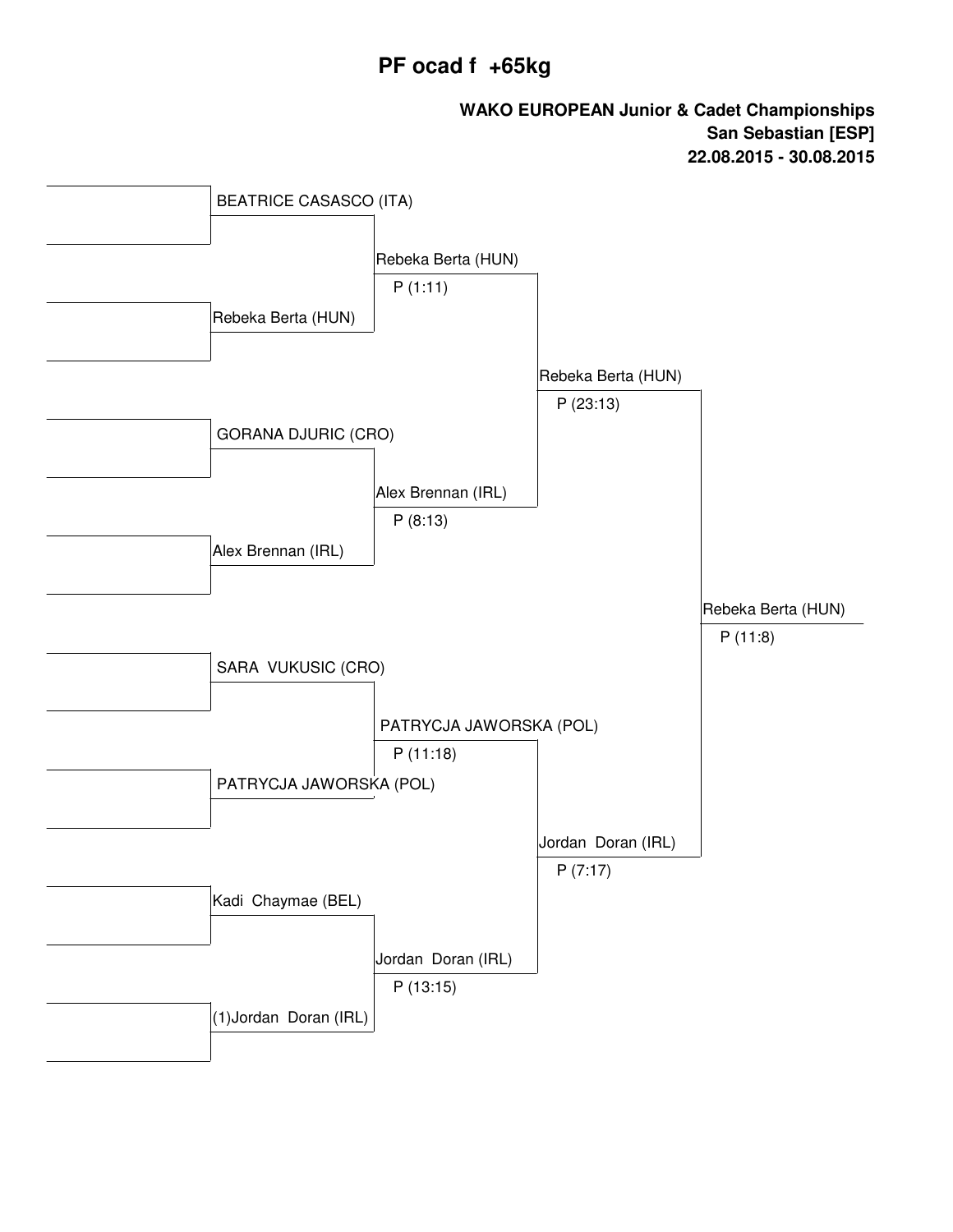# PF ocad f +65kg

**WAKO EUROPEAN Junior & Cadet Championships**
**San Sebastian [ESP]**
**22.08.2015 - 30.08.2015**

| Round 1 | Quarterfinals | Semifinals | Final |
|---|---|---|---|
| BEATRICE CASASCO (ITA) | | | |
| | Rebeka Berta (HUN) P (1:11) | | |
| Rebeka Berta (HUN) | | | |
| | | Rebeka Berta (HUN) P (23:13) | |
| GORANA DJURIC (CRO) | | | |
| | Alex Brennan (IRL) P (8:13) | | |
| Alex Brennan (IRL) | | | |
| | | | Rebeka Berta (HUN) P (11:8) |
| SARA VUKUSIC (CRO) | | | |
| | PATRYCJA JAWORSKA (POL) P (11:18) | | |
| PATRYCJA JAWORSKA (POL) | | | |
| | | Jordan Doran (IRL) P (7:17) | |
| Kadi Chaymae (BEL) | | | |
| | Jordan Doran (IRL) P (13:15) | | |
| (1)Jordan Doran (IRL) | | | |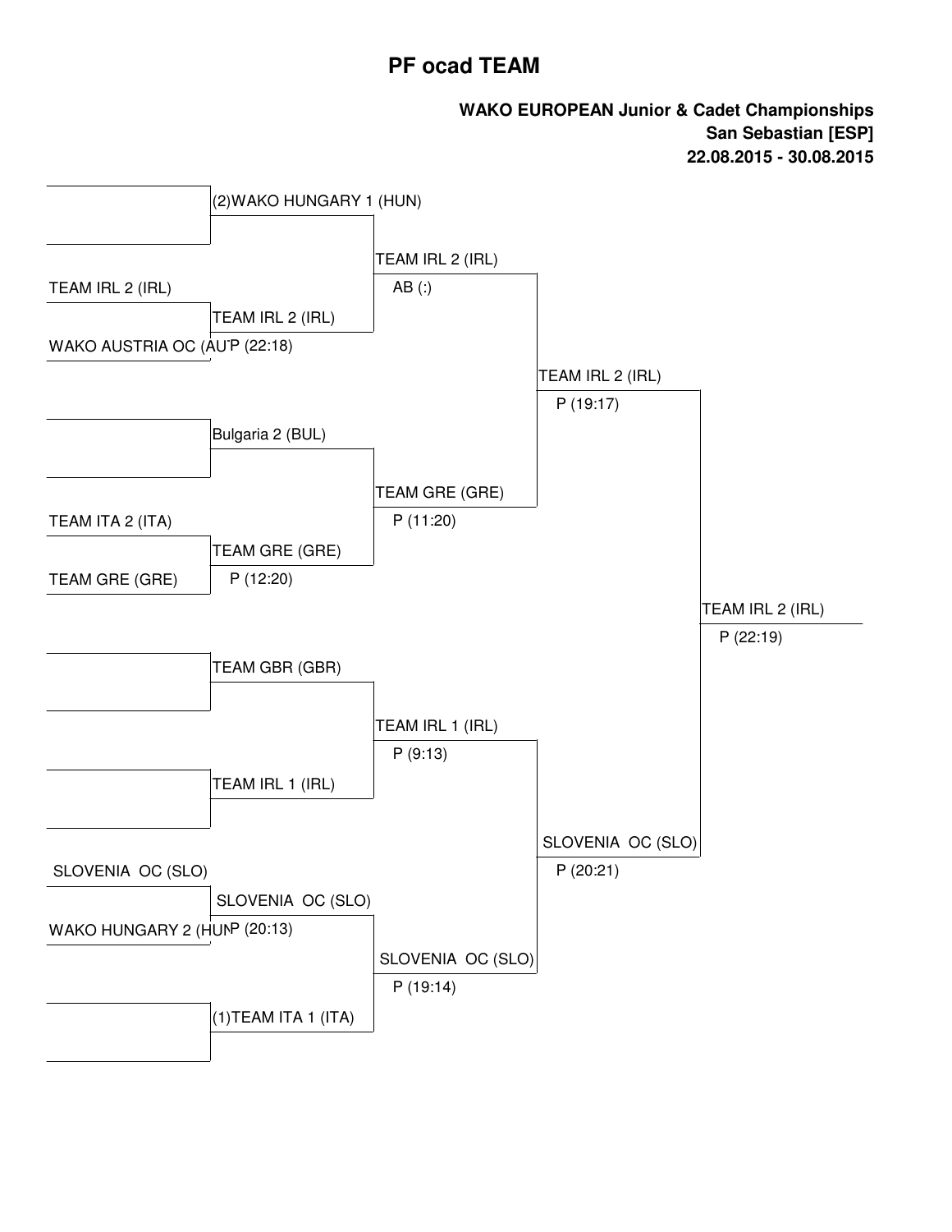# PF ocad TEAM

**WAKO EUROPEAN Junior & Cadet Championships**
**San Sebastian [ESP]**
**22.08.2015 - 30.08.2015**

| Round 1 | Round 2 | Quarterfinal | Semifinal | Final |
|---|---|---|---|---|
| | (2)WAKO HUNGARY 1 (HUN) | | | |
| | | TEAM IRL 2 (IRL) AB (:) | | |
| TEAM IRL 2 (IRL) | | | | |
| | TEAM IRL 2 (IRL) | | | |
| WAKO AUSTRIA OC (AU | P (22:18) | | | |
| | | | TEAM IRL 2 (IRL) P (19:17) | |
| | Bulgaria 2 (BUL) | | | |
| | | TEAM GRE (GRE) P (11:20) | | |
| TEAM ITA 2 (ITA) | | | | |
| | TEAM GRE (GRE) | | | |
| TEAM GRE (GRE) | P (12:20) | | | |
| | | | | TEAM IRL 2 (IRL) P (22:19) |
| | TEAM GBR (GBR) | | | |
| | | TEAM IRL 1 (IRL) P (9:13) | | |
| | TEAM IRL 1 (IRL) | | | |
| | | | SLOVENIA OC (SLO) P (20:21) | |
| SLOVENIA OC (SLO) | | | | |
| | SLOVENIA OC (SLO) | | | |
| WAKO HUNGARY 2 (HUN | P (20:13) | | | |
| | | SLOVENIA OC (SLO) P (19:14) | | |
| | (1)TEAM ITA 1 (ITA) | | | |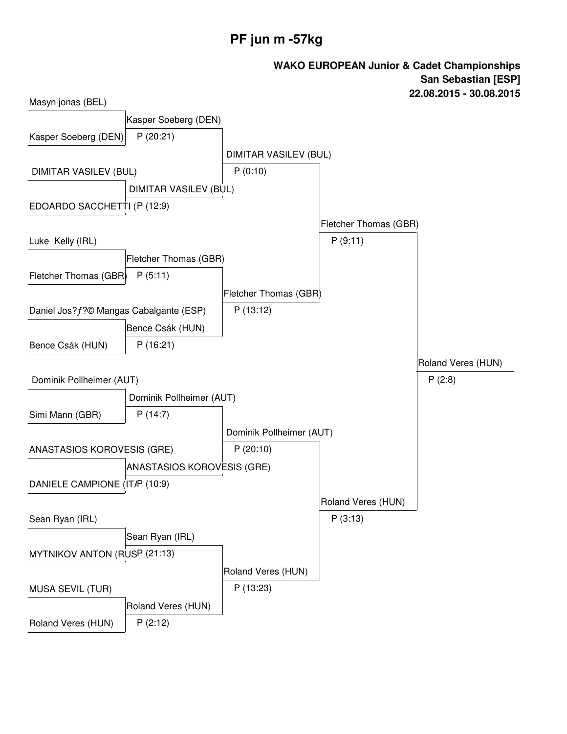# PF jun m -57kg

**WAKO EUROPEAN Junior & Cadet Championships**
**San Sebastian [ESP]**
**22.08.2015 - 30.08.2015**

| Round 1 | Round 2 | Quarterfinal | Semifinal | Final |
|---|---|---|---|---|
| Masyn jonas (BEL) vs Kasper Soeberg (DEN) | Kasper Soeberg (DEN) P (20:21) | DIMITAR VASILEV (BUL) P (0:10) | Fletcher Thomas (GBR) P (9:11) | Roland Veres (HUN) P (2:8) |
| DIMITAR VASILEV (BUL) vs EDOARDO SACCHETTI | DIMITAR VASILEV (BUL) P (12:9) | | | |
| Luke Kelly (IRL) vs Fletcher Thomas (GBR) | Fletcher Thomas (GBR) P (5:11) | Fletcher Thomas (GBR) P (13:12) | | |
| Daniel Jos?ƒ?© Mangas Cabalgante (ESP) vs Bence Csák (HUN) | Bence Csák (HUN) P (16:21) | | | |
| Dominik Pollheimer (AUT) vs Simi Mann (GBR) | Dominik Pollheimer (AUT) P (14:7) | Dominik Pollheimer (AUT) P (20:10) | Roland Veres (HUN) P (3:13) | |
| ANASTASIOS KOROVESIS (GRE) vs DANIELE CAMPIONE (IT/ | ANASTASIOS KOROVESIS (GRE) P (10:9) | | | |
| Sean Ryan (IRL) vs MYTNIKOV ANTON (RUS | Sean Ryan (IRL) P (21:13) | Roland Veres (HUN) P (13:23) | | |
| MUSA SEVIL (TUR) vs Roland Veres (HUN) | Roland Veres (HUN) P (2:12) | | | |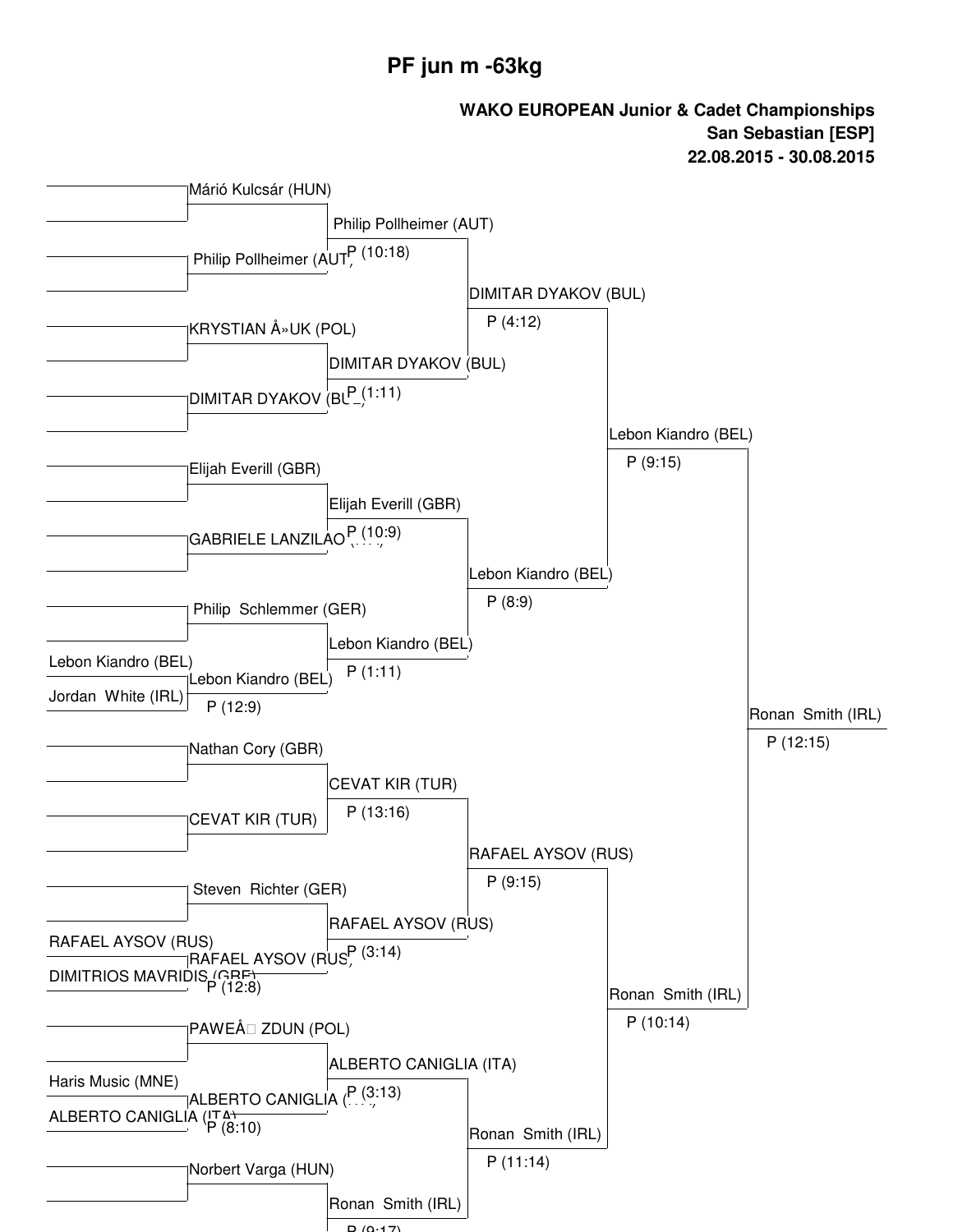# PF jun m -63kg

**WAKO EUROPEAN Junior & Cadet Championships**
**San Sebastian [ESP]**
**22.08.2015 - 30.08.2015**

### Preliminary round

| Fighter 1 | Fighter 2 | Winner | Score |
| --- | --- | --- | --- |
| Lebon Kiandro (BEL) | Jordan White (IRL) | Lebon Kiandro (BEL) | P (12:9) |
| RAFAEL AYSOV (RUS) | DIMITRIOS MAVRIDIS (GRE) | RAFAEL AYSOV (RUS) | P (12:8) |
| Haris Music (MNE) | ALBERTO CANIGLIA (ITA) | ALBERTO CANIGLIA (ITA) | P (8:10) |

### Round of 16

| Fighter 1 | Fighter 2 | Winner | Score |
| --- | --- | --- | --- |
| Márió Kulcsár (HUN) | Philip Pollheimer (AUT) | Philip Pollheimer (AUT) | P (10:18) |
| KRYSTIAN Å»UK (POL) | DIMITAR DYAKOV (BUL) | DIMITAR DYAKOV (BUL) | P (1:11) |
| Elijah Everill (GBR) | GABRIELE LANZILAO | Elijah Everill (GBR) | P (10:9) |
| Philip Schlemmer (GER) | Lebon Kiandro (BEL) | Lebon Kiandro (BEL) | P (1:11) |
| Nathan Cory (GBR) | CEVAT KIR (TUR) | CEVAT KIR (TUR) | P (13:16) |
| Steven Richter (GER) | RAFAEL AYSOV (RUS) | RAFAEL AYSOV (RUS) | P (3:14) |
| PAWEÅ ZDUN (POL) | ALBERTO CANIGLIA (ITA) | ALBERTO CANIGLIA (ITA) | P (3:13) |
| Norbert Varga (HUN) | Ronan Smith (IRL) | Ronan Smith (IRL) | P (9:17) |

### Quarterfinals

| Fighter 1 | Fighter 2 | Winner | Score |
| --- | --- | --- | --- |
| Philip Pollheimer (AUT) | DIMITAR DYAKOV (BUL) | DIMITAR DYAKOV (BUL) | P (4:12) |
| Elijah Everill (GBR) | Lebon Kiandro (BEL) | Lebon Kiandro (BEL) | P (8:9) |
| CEVAT KIR (TUR) | RAFAEL AYSOV (RUS) | RAFAEL AYSOV (RUS) | P (9:15) |
| ALBERTO CANIGLIA (ITA) | Ronan Smith (IRL) | Ronan Smith (IRL) | P (11:14) |

### Semifinals

| Fighter 1 | Fighter 2 | Winner | Score |
| --- | --- | --- | --- |
| DIMITAR DYAKOV (BUL) | Lebon Kiandro (BEL) | Lebon Kiandro (BEL) | P (9:15) |
| RAFAEL AYSOV (RUS) | Ronan Smith (IRL) | Ronan Smith (IRL) | P (10:14) |

### Final

| Fighter 1 | Fighter 2 | Winner | Score |
| --- | --- | --- | --- |
| Lebon Kiandro (BEL) | Ronan Smith (IRL) | Ronan Smith (IRL) | P (12:15) |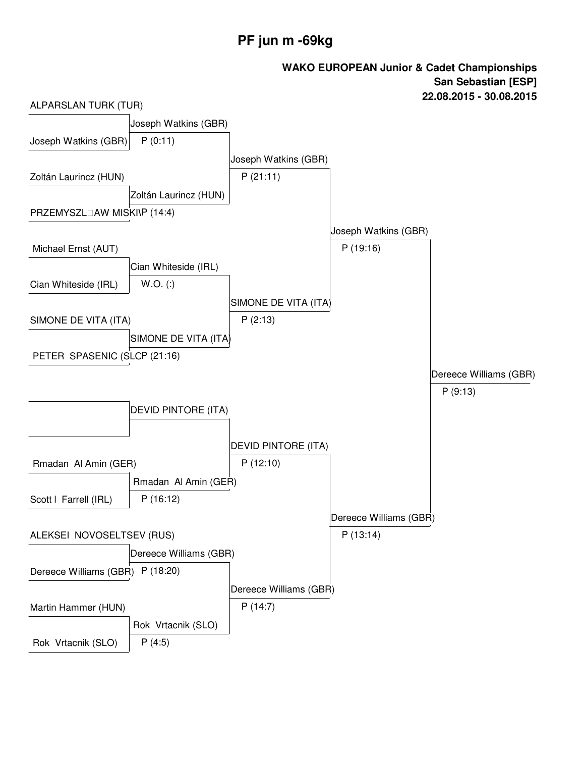# PF jun m -69kg

**WAKO EUROPEAN Junior & Cadet Championships**
**San Sebastian [ESP]**
**22.08.2015 - 30.08.2015**

| Round 1 | Round 2 | Quarterfinal | Semifinal | Final |
| --- | --- | --- | --- | --- |
| ALPARSLAN TURK (TUR) | Joseph Watkins (GBR) P (0:11) | Joseph Watkins (GBR) P (21:11) | Joseph Watkins (GBR) P (19:16) | Dereece Williams (GBR) P (9:13) |
| Joseph Watkins (GBR) | | | | |
| Zoltán Laurincz (HUN) | Zoltán Laurincz (HUN) P (14:4) | | | |
| PRZEMYSZL□AW MISKI\ | | | | |
| Michael Ernst (AUT) | Cian Whiteside (IRL) W.O. (:) | SIMONE DE VITA (ITA) P (2:13) | | |
| Cian Whiteside (IRL) | | | | |
| SIMONE DE VITA (ITA) | SIMONE DE VITA (ITA) P (21:16) | | | |
| PETER SPASENIC (SLO | | | | |
| | DEVID PINTORE (ITA) | DEVID PINTORE (ITA) P (12:10) | Dereece Williams (GBR) P (13:14) | |
| | | | | |
| Rmadan Al Amin (GER) | Rmadan Al Amin (GER) P (16:12) | | | |
| Scott l Farrell (IRL) | | | | |
| ALEKSEI NOVOSELTSEV (RUS) | Dereece Williams (GBR) P (18:20) | Dereece Williams (GBR) P (14:7) | | |
| Dereece Williams (GBR) | | | | |
| Martin Hammer (HUN) | Rok Vrtacnik (SLO) P (4:5) | | | |
| Rok Vrtacnik (SLO) | | | | |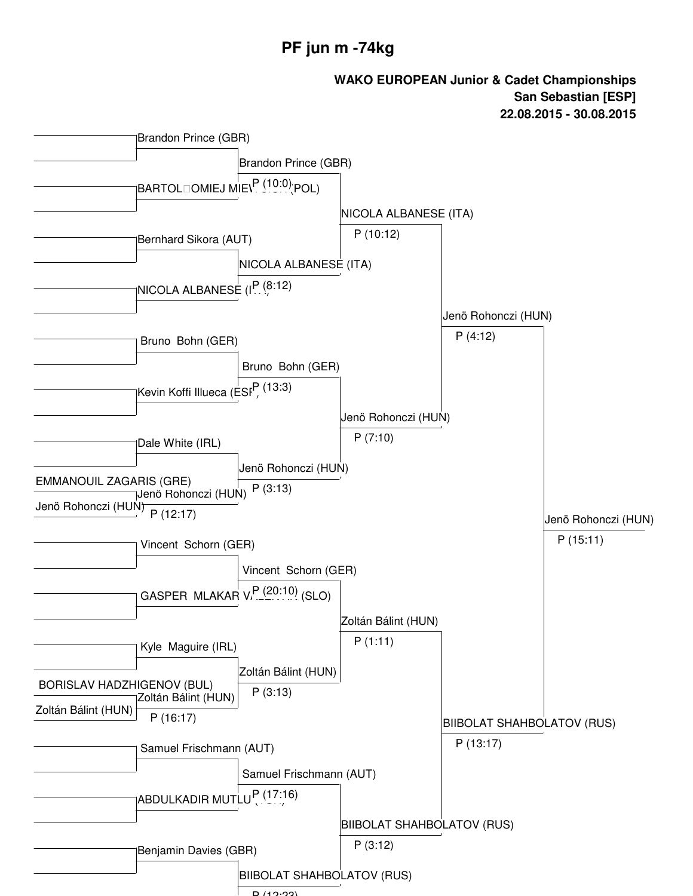# PF jun m -74kg

**WAKO EUROPEAN Junior & Cadet Championships**
**San Sebastian [ESP]**
**22.08.2015 - 30.08.2015**

### Round 1

- EMMANOUIL ZAGARIS (GRE) vs Jenö Rohonczi (HUN) → Jenö Rohonczi (HUN) P (12:17)
- BORISLAV HADZHIGENOV (BUL) vs Zoltán Bálint (HUN) → Zoltán Bálint (HUN) P (16:17)

### Round 2

- Brandon Prince (GBR) vs BARTOL□OMIEJ MIE... (POL) → Brandon Prince (GBR) P (10:0)
- Bernhard Sikora (AUT) vs NICOLA ALBANESE (ITA) → NICOLA ALBANESE (ITA) P (8:12)
- Bruno Bohn (GER) vs Kevin Koffi Illueca (ESP) → Bruno Bohn (GER) P (13:3)
- Dale White (IRL) vs Jenö Rohonczi (HUN) → Jenö Rohonczi (HUN) P (3:13)
- Vincent Schorn (GER) vs GASPER MLAKAR V... (SLO) → Vincent Schorn (GER) P (20:10)
- Kyle Maguire (IRL) vs Zoltán Bálint (HUN) → Zoltán Bálint (HUN) P (3:13)
- Samuel Frischmann (AUT) vs ABDULKADIR MUTLU → Samuel Frischmann (AUT) P (17:16)
- Benjamin Davies (GBR) vs BIIBOLAT SHAHBOLATOV (RUS) → BIIBOLAT SHAHBOLATOV (RUS) P (12:23)

### Quarterfinals

- Brandon Prince (GBR) vs NICOLA ALBANESE (ITA) → NICOLA ALBANESE (ITA) P (10:12)
- Bruno Bohn (GER) vs Jenö Rohonczi (HUN) → Jenö Rohonczi (HUN) P (7:10)
- Vincent Schorn (GER) vs Zoltán Bálint (HUN) → Zoltán Bálint (HUN) P (1:11)
- Samuel Frischmann (AUT) vs BIIBOLAT SHAHBOLATOV (RUS) → BIIBOLAT SHAHBOLATOV (RUS) P (3:12)

### Semifinals

- NICOLA ALBANESE (ITA) vs Jenö Rohonczi (HUN) → Jenö Rohonczi (HUN) P (4:12)
- Zoltán Bálint (HUN) vs BIIBOLAT SHAHBOLATOV (RUS) → BIIBOLAT SHAHBOLATOV (RUS) P (13:17)

### Final

- Jenö Rohonczi (HUN) vs BIIBOLAT SHAHBOLATOV (RUS) → Jenö Rohonczi (HUN) P (15:11)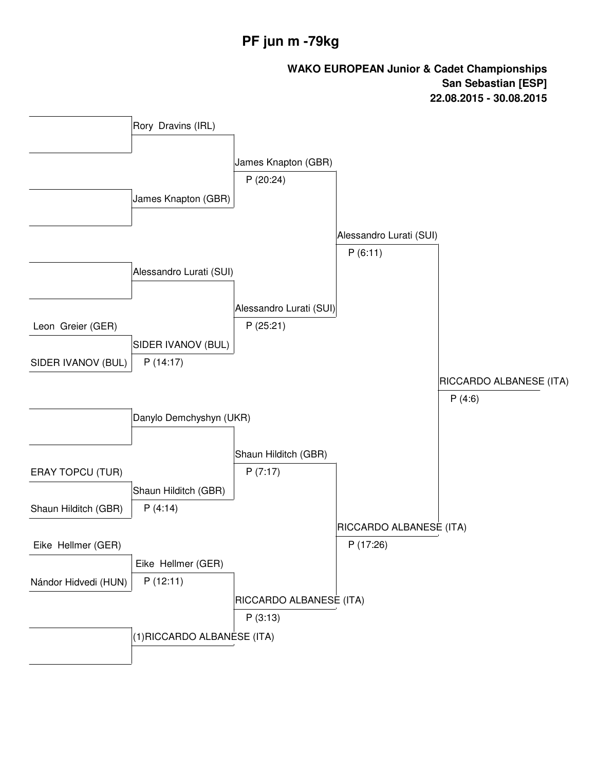# PF jun m -79kg

**WAKO EUROPEAN Junior & Cadet Championships**
**San Sebastian [ESP]**
**22.08.2015 - 30.08.2015**

| Round 1 | Round 2 | Quarterfinal | Semifinal | Final |
|---|---|---|---|---|
| | Rory Dravins (IRL) | James Knapton (GBR) P (20:24) | Alessandro Lurati (SUI) P (6:11) | RICCARDO ALBANESE (ITA) P (4:6) |
| | James Knapton (GBR) | | | |
| | Alessandro Lurati (SUI) | Alessandro Lurati (SUI) P (25:21) | | |
| Leon Greier (GER) | SIDER IVANOV (BUL) P (14:17) | | | |
| SIDER IVANOV (BUL) | | | | |
| | Danylo Demchyshyn (UKR) | Shaun Hilditch (GBR) P (7:17) | RICCARDO ALBANESE (ITA) P (17:26) | |
| ERAY TOPCU (TUR) | Shaun Hilditch (GBR) P (4:14) | | | |
| Shaun Hilditch (GBR) | | | | |
| Eike Hellmer (GER) | Eike Hellmer (GER) P (12:11) | RICCARDO ALBANESE (ITA) P (3:13) | | |
| Nándor Hidvedi (HUN) | | | | |
| | (1)RICCARDO ALBANESE (ITA) | | | |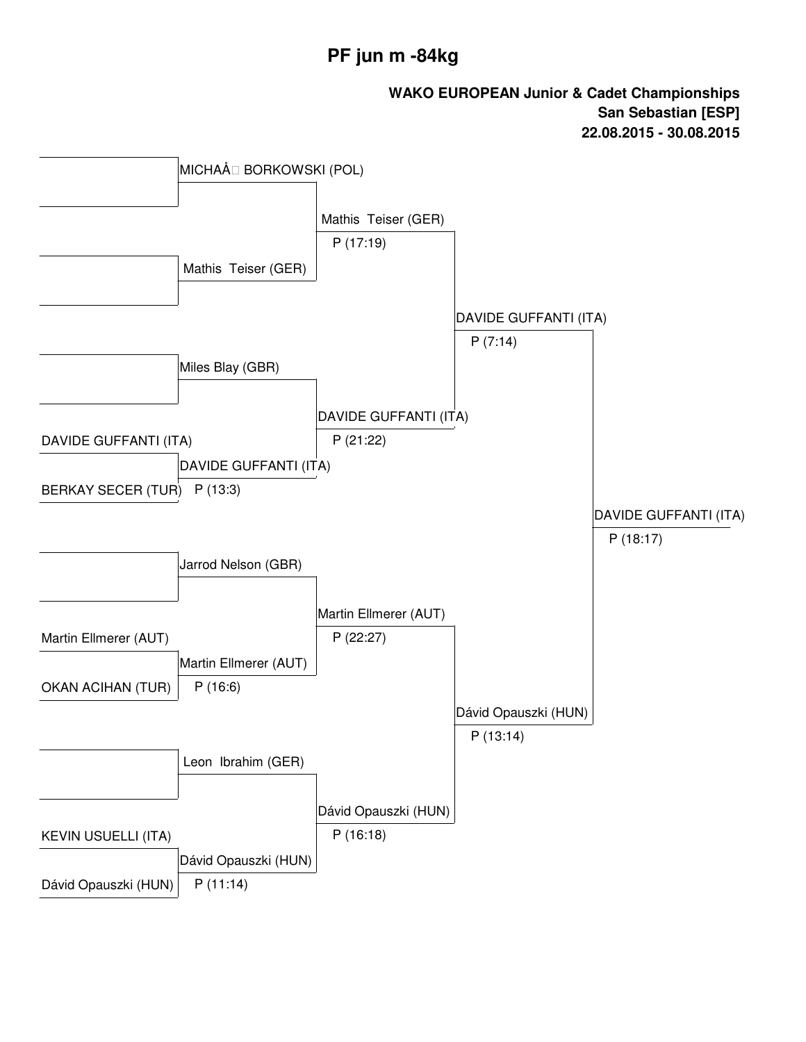# PF jun m -84kg

**WAKO EUROPEAN Junior & Cadet Championships**
**San Sebastian [ESP]**
**22.08.2015 - 30.08.2015**

| Round 1 | Round 2 | Quarterfinal | Semifinal | Final |
| --- | --- | --- | --- | --- |
| | MICHAÅ BORKOWSKI (POL) | | | |
| | | Mathis Teiser (GER) P (17:19) | | |
| | Mathis Teiser (GER) | | | |
| | | | DAVIDE GUFFANTI (ITA) P (7:14) | |
| | Miles Blay (GBR) | | | |
| | | DAVIDE GUFFANTI (ITA) P (21:22) | | |
| DAVIDE GUFFANTI (ITA) | DAVIDE GUFFANTI (ITA) P (13:3) | | | |
| BERKAY SECER (TUR) | | | | |
| | | | | DAVIDE GUFFANTI (ITA) P (18:17) |
| | Jarrod Nelson (GBR) | | | |
| | | Martin Ellmerer (AUT) P (22:27) | | |
| Martin Ellmerer (AUT) | Martin Ellmerer (AUT) P (16:6) | | | |
| OKAN ACIHAN (TUR) | | | | |
| | | | Dávid Opauszki (HUN) P (13:14) | |
| | Leon Ibrahim (GER) | | | |
| | | Dávid Opauszki (HUN) P (16:18) | | |
| KEVIN USUELLI (ITA) | Dávid Opauszki (HUN) P (11:14) | | | |
| Dávid Opauszki (HUN) | | | | |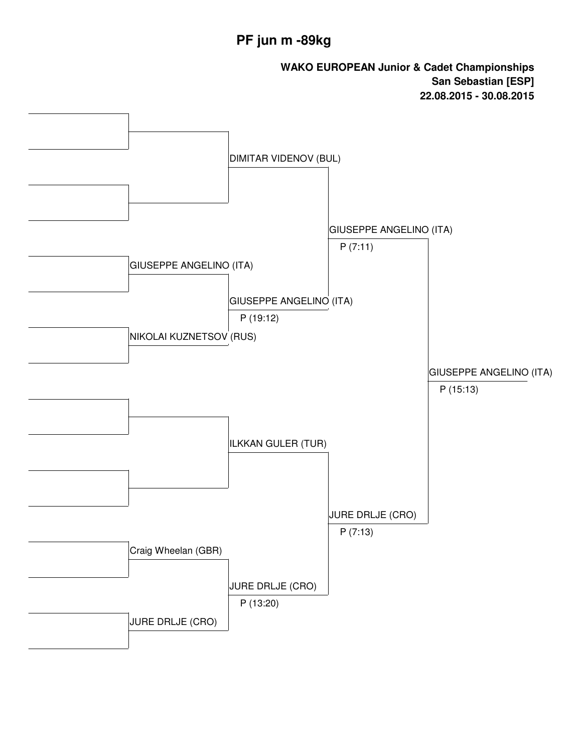# PF jun m -89kg

**WAKO EUROPEAN Junior & Cadet Championships**
**San Sebastian [ESP]**
**22.08.2015 - 30.08.2015**

| Round 1 | Quarterfinals | Semifinals | Final | Winner |
| --- | --- | --- | --- | --- |
| | | DIMITAR VIDENOV (BUL) | | |
| GIUSEPPE ANGELINO (ITA) | | | | |
| NIKOLAI KUZNETSOV (RUS) | | | | |
| | | GIUSEPPE ANGELINO (ITA) P (19:12) | GIUSEPPE ANGELINO (ITA) P (7:11) | |
| | | ILKKAN GULER (TUR) | | |
| Craig Wheelan (GBR) | | | | |
| JURE DRLJE (CRO) | | | | |
| | | JURE DRLJE (CRO) P (13:20) | JURE DRLJE (CRO) P (7:13) | |
| | | | | GIUSEPPE ANGELINO (ITA) P (15:13) |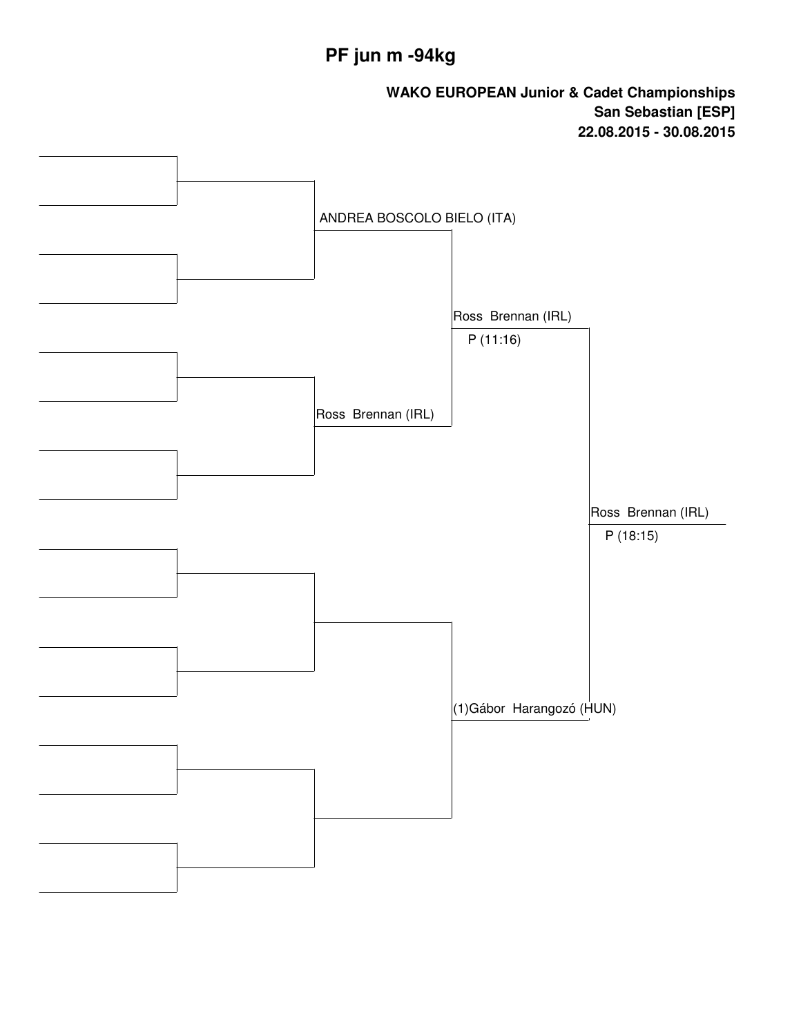# PF jun m -94kg

**WAKO EUROPEAN Junior & Cadet Championships**
**San Sebastian [ESP]**
**22.08.2015 - 30.08.2015**

ANDREA BOSCOLO BIELO (ITA)

Ross  Brennan (IRL)
P (11:16)

Ross  Brennan (IRL)

Ross  Brennan (IRL)
P (18:15)

(1)Gábor  Harangozó (HUN)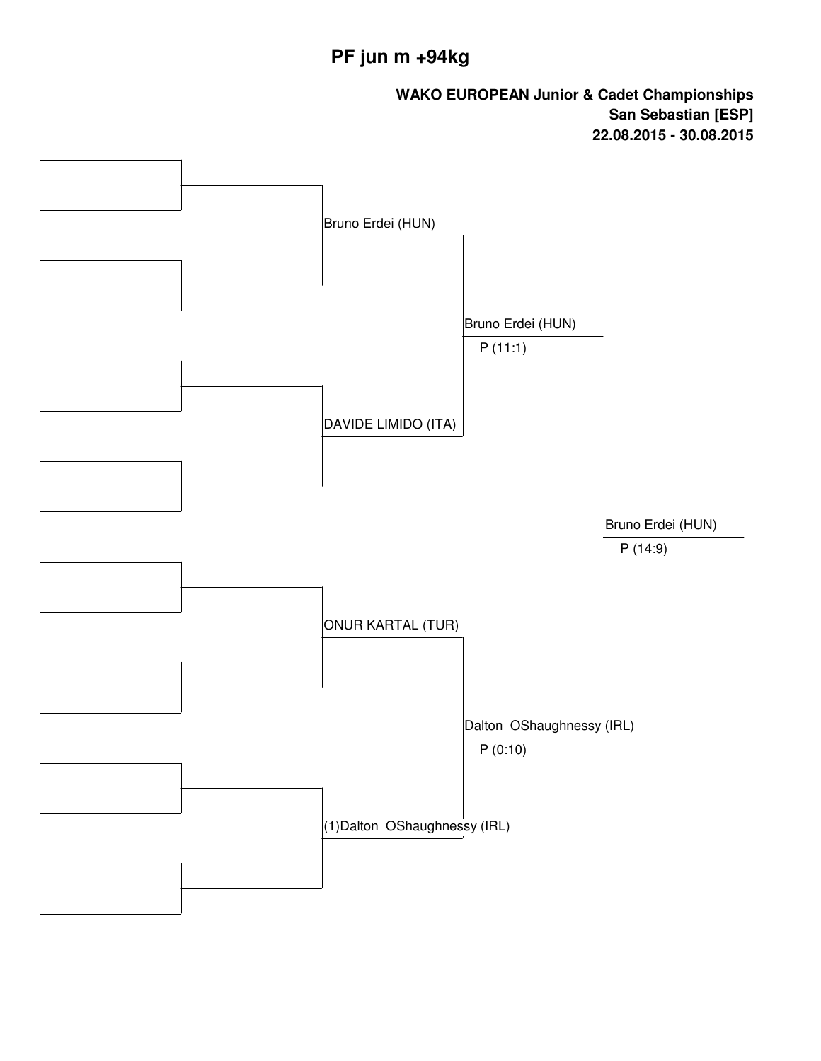# PF jun m +94kg

**WAKO EUROPEAN Junior & Cadet Championships**
**San Sebastian [ESP]**
**22.08.2015 - 30.08.2015**

Bruno Erdei (HUN)

DAVIDE LIMIDO (ITA)

ONUR KARTAL (TUR)

(1)Dalton OShaughnessy (IRL)

Bruno Erdei (HUN)
P (11:1)

Dalton OShaughnessy (IRL)
P (0:10)

Bruno Erdei (HUN)
P (14:9)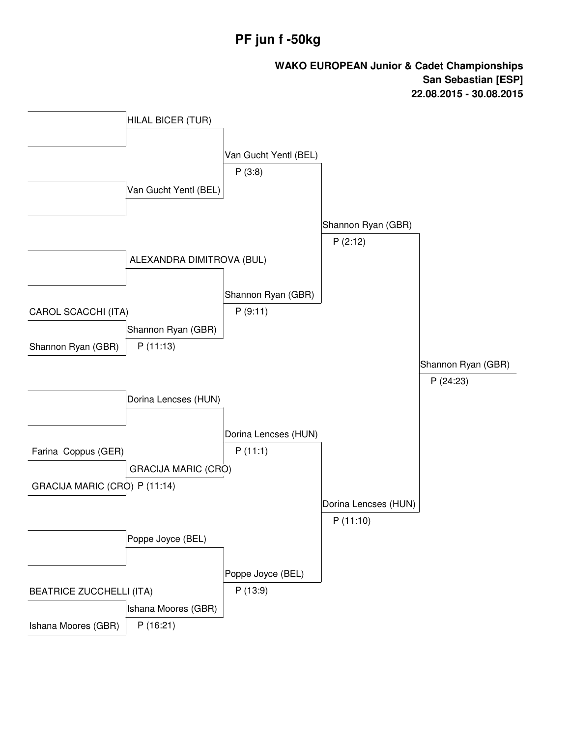# PF jun f -50kg

**WAKO EUROPEAN Junior & Cadet Championships**
**San Sebastian [ESP]**
**22.08.2015 - 30.08.2015**

| Round 1 | Round 2 | Quarterfinal | Semifinal | Final |
|---|---|---|---|---|
| | HILAL BICER (TUR) | Van Gucht Yentl (BEL) P (3:8) | Shannon Ryan (GBR) P (2:12) | Shannon Ryan (GBR) P (24:23) |
| | Van Gucht Yentl (BEL) | | | |
| | ALEXANDRA DIMITROVA (BUL) | Shannon Ryan (GBR) P (9:11) | | |
| CAROL SCACCHI (ITA) | Shannon Ryan (GBR) P (11:13) | | | |
| Shannon Ryan (GBR) | | | | |
| | Dorina Lencses (HUN) | Dorina Lencses (HUN) P (11:1) | Dorina Lencses (HUN) P (11:10) | |
| Farina Coppus (GER) | GRACIJA MARIC (CRO) P (11:14) | | | |
| GRACIJA MARIC (CRO) | | | | |
| | Poppe Joyce (BEL) | Poppe Joyce (BEL) P (13:9) | | |
| BEATRICE ZUCCHELLI (ITA) | Ishana Moores (GBR) P (16:21) | | | |
| Ishana Moores (GBR) | | | | |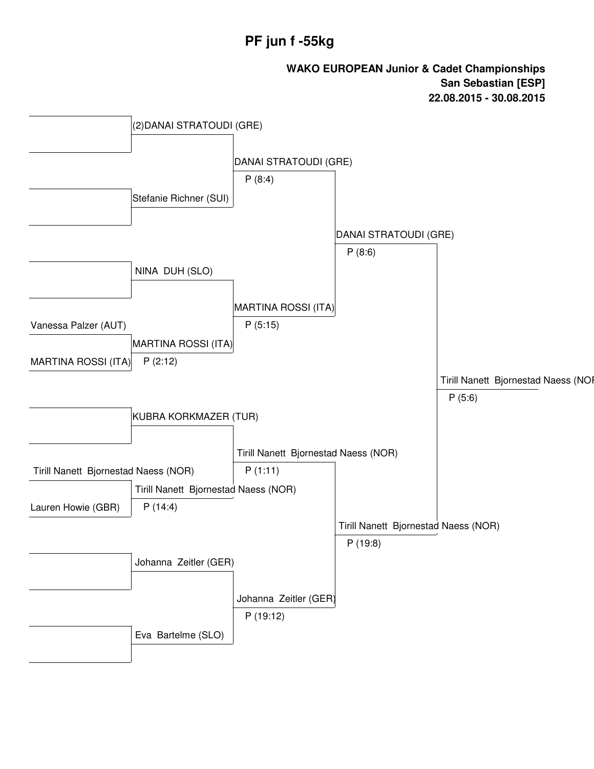# PF jun f -55kg

**WAKO EUROPEAN Junior & Cadet Championships**
**San Sebastian [ESP]**
**22.08.2015 - 30.08.2015**

| Round 1 | Round 2 | Quarterfinal | Semifinal | Final |
|---|---|---|---|---|
| | (2)DANAI STRATOUDI (GRE) | DANAI STRATOUDI (GRE) P (8:4) | DANAI STRATOUDI (GRE) P (8:6) | Tirill Nanett Bjornestad Naess (NOR) P (5:6) |
| | Stefanie Richner (SUI) | | | |
| | NINA DUH (SLO) | MARTINA ROSSI (ITA) P (5:15) | | |
| Vanessa Palzer (AUT) | MARTINA ROSSI (ITA) P (2:12) | | | |
| MARTINA ROSSI (ITA) | | | | |
| | KUBRA KORKMAZER (TUR) | Tirill Nanett Bjornestad Naess (NOR) P (1:11) | Tirill Nanett Bjornestad Naess (NOR) P (19:8) | |
| Tirill Nanett Bjornestad Naess (NOR) | Tirill Nanett Bjornestad Naess (NOR) P (14:4) | | | |
| Lauren Howie (GBR) | | | | |
| | Johanna Zeitler (GER) | Johanna Zeitler (GER) P (19:12) | | |
| | Eva Bartelme (SLO) | | | |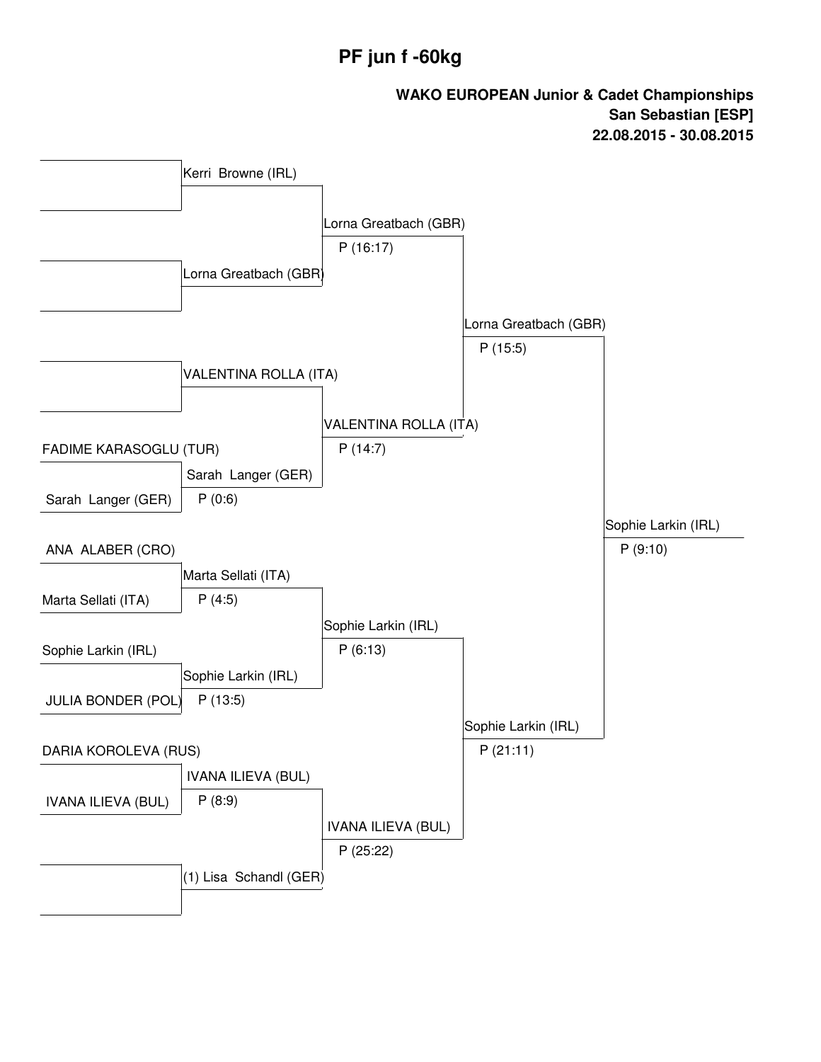# PF jun f -60kg

**WAKO EUROPEAN Junior & Cadet Championships**
**San Sebastian [ESP]**
**22.08.2015 - 30.08.2015**

| Round 1 | Round 2 | Quarterfinal | Semifinal | Final |
|---|---|---|---|---|
| | Kerri Browne (IRL) | Lorna Greatbach (GBR) P (16:17) | Lorna Greatbach (GBR) P (15:5) | Sophie Larkin (IRL) P (9:10) |
| | Lorna Greatbach (GBR) | | | |
| | VALENTINA ROLLA (ITA) | VALENTINA ROLLA (ITA) P (14:7) | | |
| FADIME KARASOGLU (TUR) | Sarah Langer (GER) P (0:6) | | | |
| Sarah Langer (GER) | | | | |
| ANA ALABER (CRO) | Marta Sellati (ITA) P (4:5) | Sophie Larkin (IRL) P (6:13) | Sophie Larkin (IRL) P (21:11) | |
| Marta Sellati (ITA) | | | | |
| Sophie Larkin (IRL) | Sophie Larkin (IRL) P (13:5) | | | |
| JULIA BONDER (POL) | | | | |
| DARIA KOROLEVA (RUS) | IVANA ILIEVA (BUL) P (8:9) | IVANA ILIEVA (BUL) P (25:22) | | |
| IVANA ILIEVA (BUL) | | | | |
| | (1) Lisa Schandl (GER) | | | |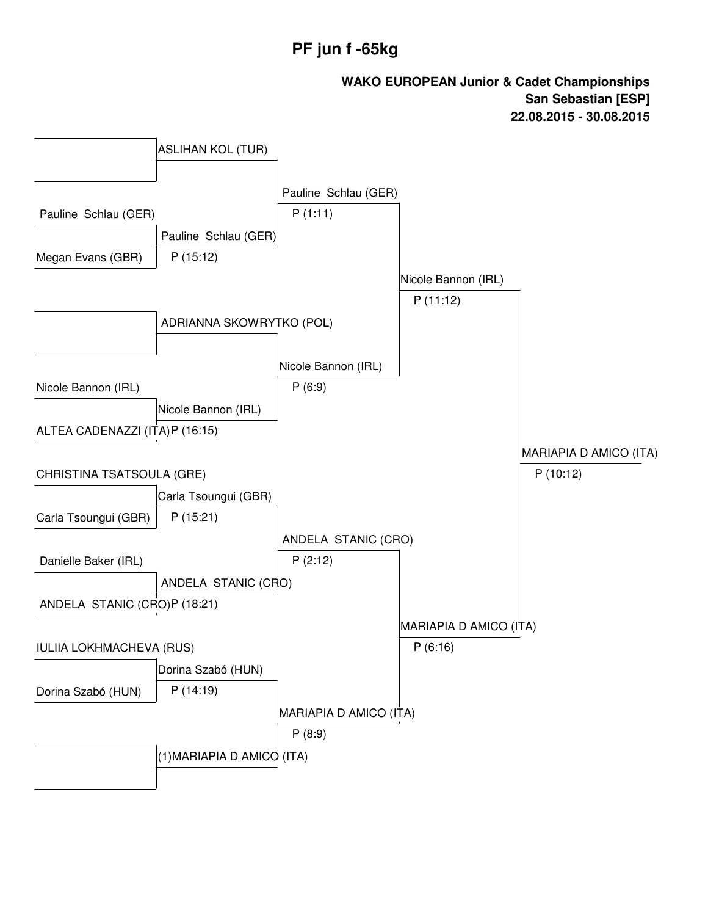# PF jun f -65kg

**WAKO EUROPEAN Junior & Cadet Championships**
**San Sebastian [ESP]**
**22.08.2015 - 30.08.2015**

### Round 1

| Fighter 1 | Fighter 2 | Winner | Score |
|---|---|---|---|
| | | ASLIHAN KOL (TUR) | |
| Pauline Schlau (GER) | Megan Evans (GBR) | Pauline Schlau (GER) | P (15:12) |
| | | ADRIANNA SKOWRYTKO (POL) | |
| Nicole Bannon (IRL) | ALTEA CADENAZZI (ITA) | Nicole Bannon (IRL) | P (16:15) |
| CHRISTINA TSATSOULA (GRE) | Carla Tsoungui (GBR) | Carla Tsoungui (GBR) | P (15:21) |
| Danielle Baker (IRL) | ANDELA STANIC (CRO) | ANDELA STANIC (CRO) | P (18:21) |
| IULIIA LOKHMACHEVA (RUS) | Dorina Szabó (HUN) | Dorina Szabó (HUN) | P (14:19) |
| | | (1)MARIAPIA D AMICO (ITA) | |

### Quarterfinals

| Winner | Score |
|---|---|
| Pauline Schlau (GER) | P (1:11) |
| Nicole Bannon (IRL) | P (6:9) |
| ANDELA STANIC (CRO) | P (2:12) |
| MARIAPIA D AMICO (ITA) | P (8:9) |

### Semifinals

| Winner | Score |
|---|---|
| Nicole Bannon (IRL) | P (11:12) |
| MARIAPIA D AMICO (ITA) | P (6:16) |

### Final

| Winner | Score |
|---|---|
| MARIAPIA D AMICO (ITA) | P (10:12) |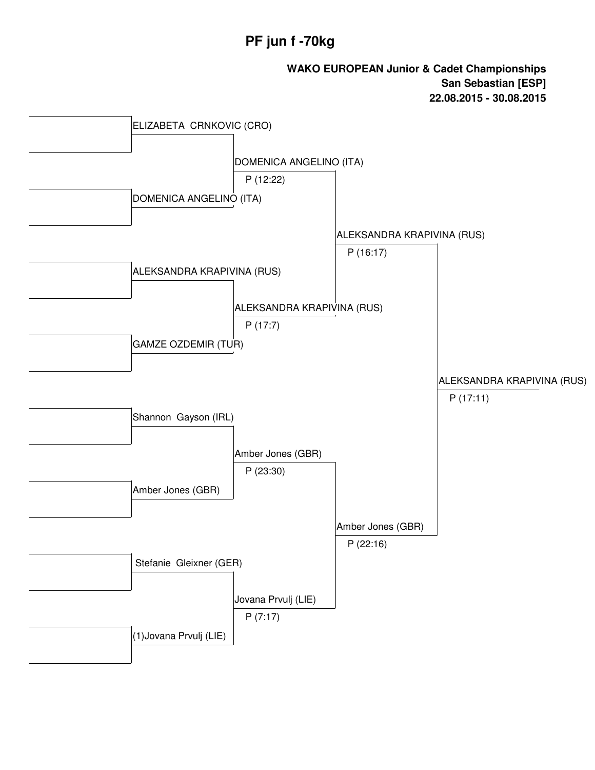# PF jun f -70kg

**WAKO EUROPEAN Junior & Cadet Championships**
**San Sebastian [ESP]**
**22.08.2015 - 30.08.2015**

**Round 1**

- ELIZABETA CRNKOVIC (CRO) vs DOMENICA ANGELINO (ITA) → DOMENICA ANGELINO (ITA), P (12:22)
- ALEKSANDRA KRAPIVINA (RUS) vs GAMZE OZDEMIR (TUR) → ALEKSANDRA KRAPIVINA (RUS), P (17:7)
- Shannon Gayson (IRL) vs Amber Jones (GBR) → Amber Jones (GBR), P (23:30)
- Stefanie Gleixner (GER) vs (1)Jovana Prvulj (LIE) → Jovana Prvulj (LIE), P (7:17)

**Semifinals**

- DOMENICA ANGELINO (ITA) vs ALEKSANDRA KRAPIVINA (RUS) → ALEKSANDRA KRAPIVINA (RUS), P (16:17)
- Amber Jones (GBR) vs Jovana Prvulj (LIE) → Amber Jones (GBR), P (22:16)

**Final**

- ALEKSANDRA KRAPIVINA (RUS) vs Amber Jones (GBR) → ALEKSANDRA KRAPIVINA (RUS), P (17:11)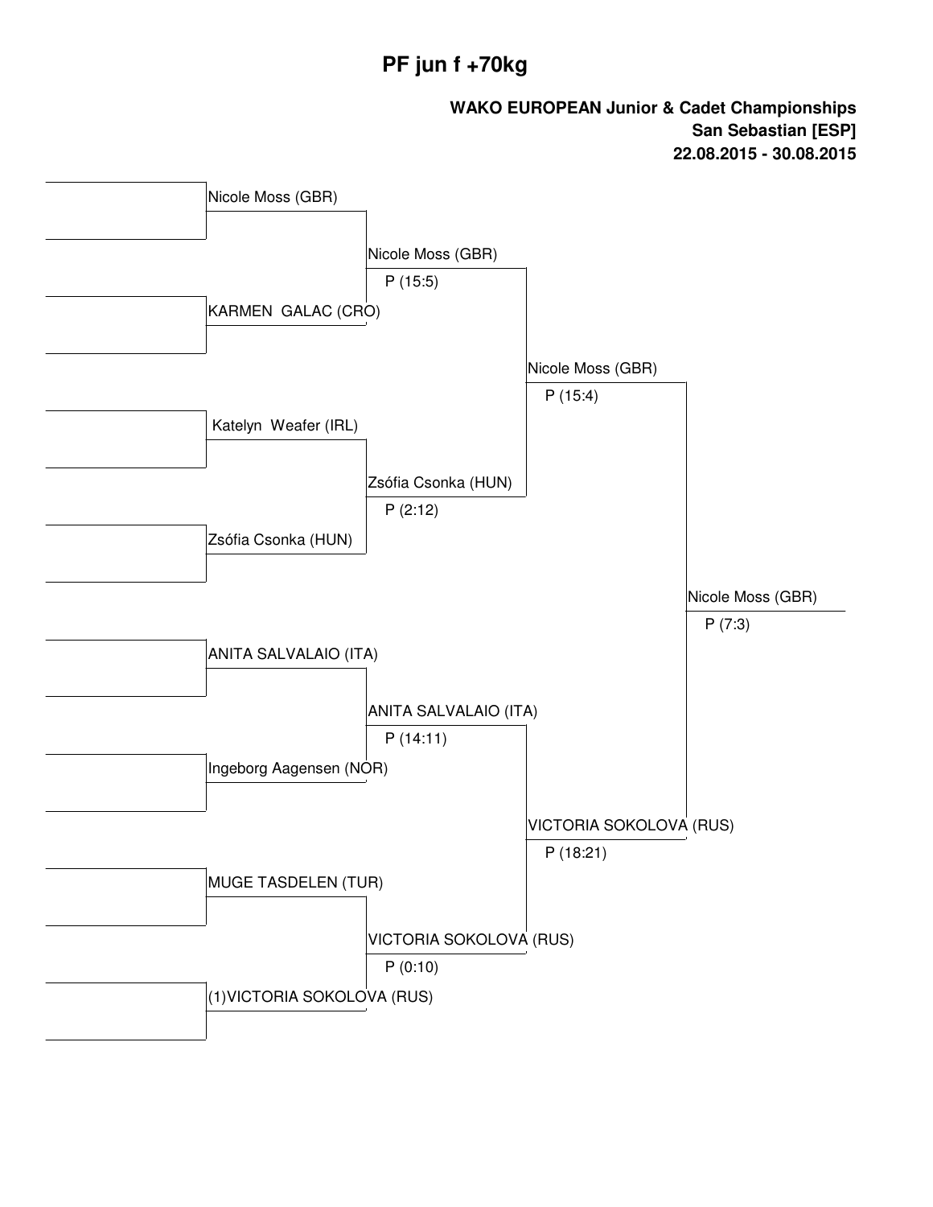# PF jun f +70kg

**WAKO EUROPEAN Junior & Cadet Championships**
**San Sebastian [ESP]**
**22.08.2015 - 30.08.2015**

| Round 1 | Quarterfinal | Semifinal | Final |
|---|---|---|---|
| Nicole Moss (GBR) | Nicole Moss (GBR) P (15:5) | Nicole Moss (GBR) P (15:4) | Nicole Moss (GBR) P (7:3) |
| KARMEN GALAC (CRO) | | | |
| Katelyn Weafer (IRL) | Zsófia Csonka (HUN) P (2:12) | | |
| Zsófia Csonka (HUN) | | | |
| ANITA SALVALAIO (ITA) | ANITA SALVALAIO (ITA) P (14:11) | VICTORIA SOKOLOVA (RUS) P (18:21) | |
| Ingeborg Aagensen (NOR) | | | |
| MUGE TASDELEN (TUR) | VICTORIA SOKOLOVA (RUS) P (0:10) | | |
| (1)VICTORIA SOKOLOVA (RUS) | | | |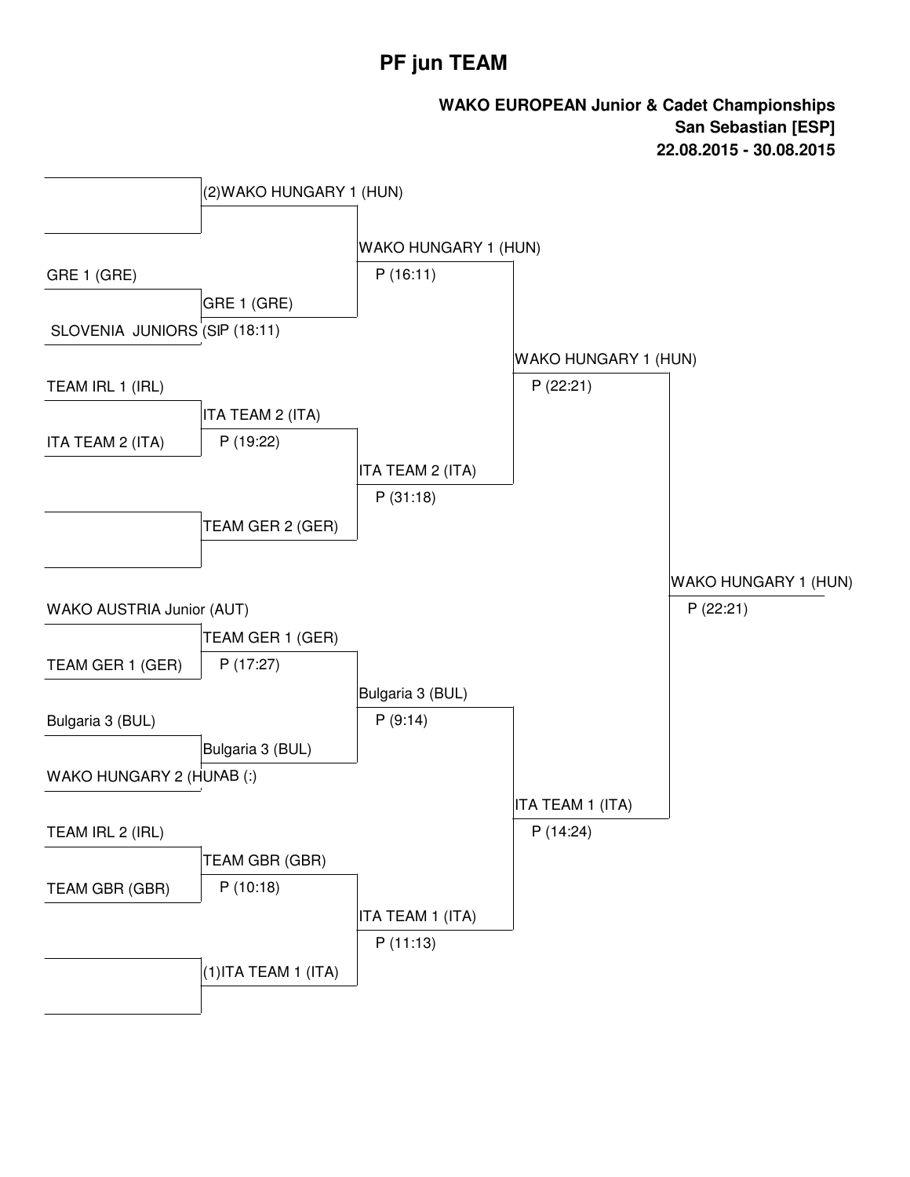# PF jun TEAM

**WAKO EUROPEAN Junior & Cadet Championships**
**San Sebastian [ESP]**
**22.08.2015 - 30.08.2015**

(2)WAKO HUNGARY 1 (HUN)

WAKO HUNGARY 1 (HUN)
P (16:11)

GRE 1 (GRE)

GRE 1 (GRE)

SLOVENIA JUNIORS (SlP (18:11)

WAKO HUNGARY 1 (HUN)
P (22:21)

TEAM IRL 1 (IRL)

ITA TEAM 2 (ITA)

ITA TEAM 2 (ITA)
P (19:22)

ITA TEAM 2 (ITA)
P (31:18)

TEAM GER 2 (GER)

WAKO HUNGARY 1 (HUN)
P (22:21)

WAKO AUSTRIA Junior (AUT)

TEAM GER 1 (GER)

TEAM GER 1 (GER)
P (17:27)

Bulgaria 3 (BUL)
P (9:14)

Bulgaria 3 (BUL)

Bulgaria 3 (BUL)

WAKO HUNGARY 2 (HUNAB (:)

ITA TEAM 1 (ITA)
P (14:24)

TEAM IRL 2 (IRL)

TEAM GBR (GBR)

TEAM GBR (GBR)
P (10:18)

ITA TEAM 1 (ITA)
P (11:13)

(1)ITA TEAM 1 (ITA)